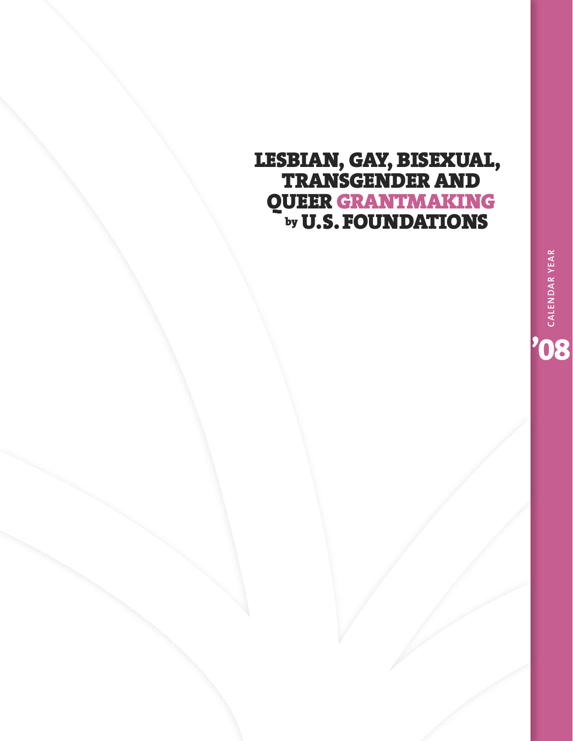# LESBIAN, GAY, BISEXUAL, TRANSGENDER AND QUEER GRANTMAKING by U.S. FOUNDATIONS

CALENDAR YEAR

'08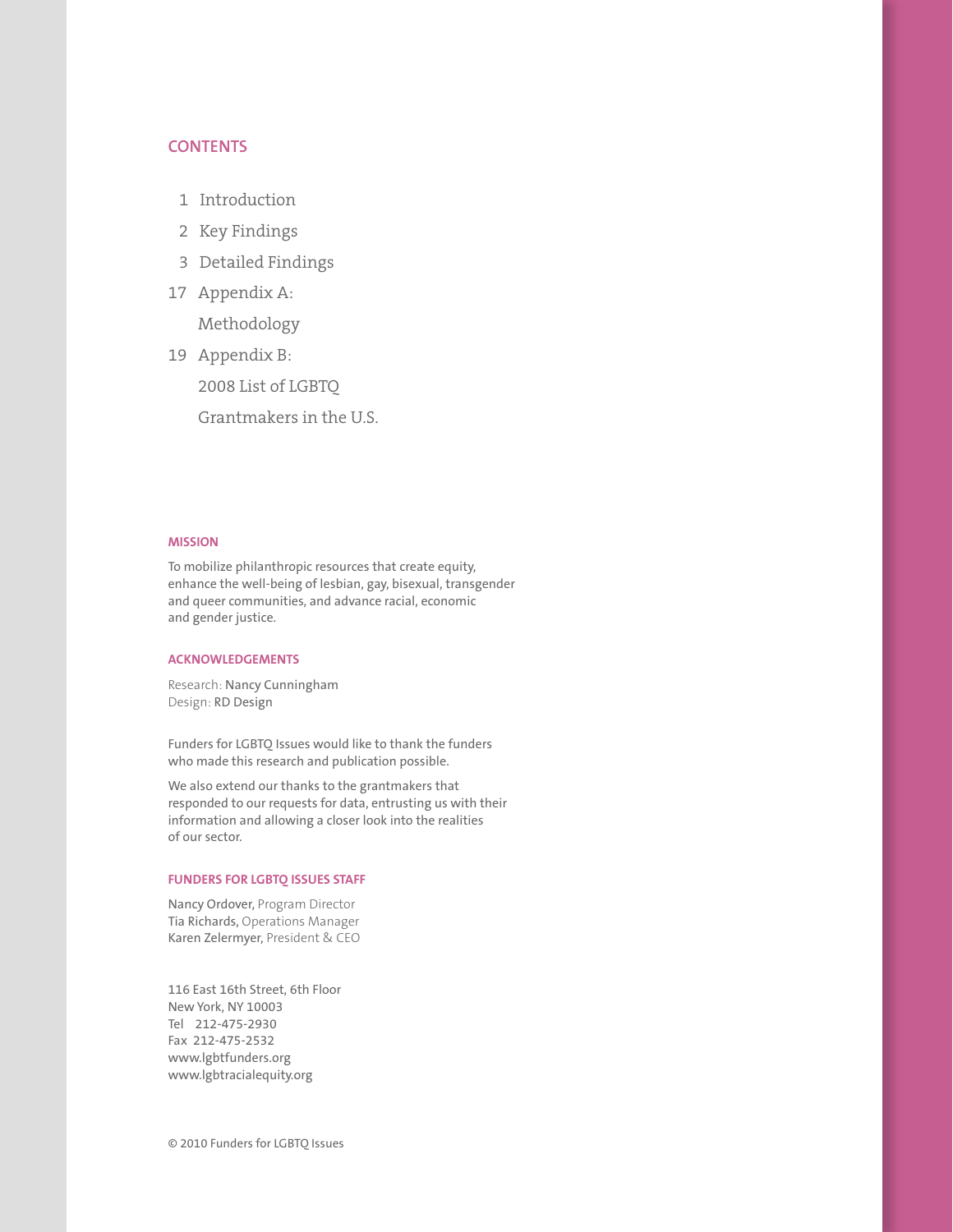## CONTENTS

1 Introduction

2 Key Findings

3 Detailed Findings

17 Appendix A: Methodology

19 Appendix B: 2008 List of LGBTQ Grantmakers in the U.S.

### MISSION

To mobilize philanthropic resources that create equity, enhance the well-being of lesbian, gay, bisexual, transgender and queer communities, and advance racial, economic and gender justice.

### ACKNOWLEDGEMENTS

Research: Nancy Cunningham
Design: RD Design

Funders for LGBTQ Issues would like to thank the funders who made this research and publication possible.

We also extend our thanks to the grantmakers that responded to our requests for data, entrusting us with their information and allowing a closer look into the realities of our sector.

### FUNDERS FOR LGBTQ ISSUES STAFF

Nancy Ordover, Program Director
Tia Richards, Operations Manager
Karen Zelermyer, President & CEO

116 East 16th Street, 6th Floor
New York, NY 10003
Tel 212-475-2930
Fax 212-475-2532
www.lgbtfunders.org
www.lgbtracialequity.org

© 2010 Funders for LGBTQ Issues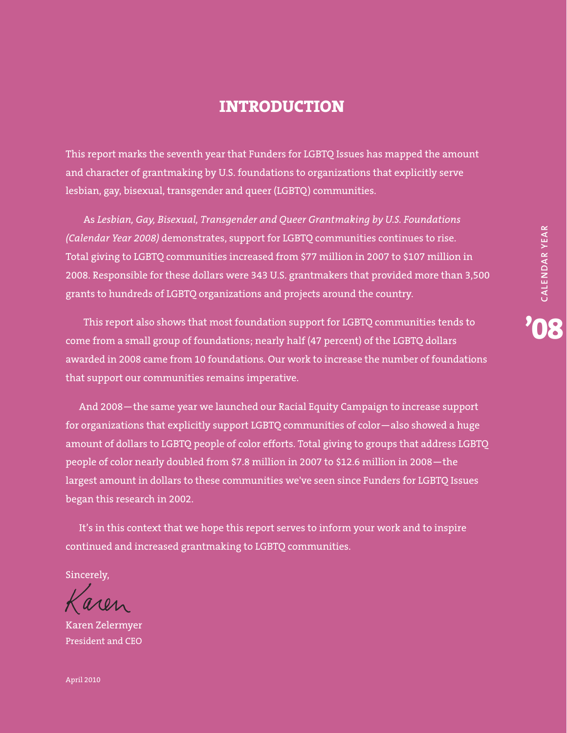# INTRODUCTION

This report marks the seventh year that Funders for LGBTQ Issues has mapped the amount and character of grantmaking by U.S. foundations to organizations that explicitly serve lesbian, gay, bisexual, transgender and queer (LGBTQ) communities.

As *Lesbian, Gay, Bisexual, Transgender and Queer Grantmaking by U.S. Foundations (Calendar Year 2008)* demonstrates, support for LGBTQ communities continues to rise. Total giving to LGBTQ communities increased from $77 million in 2007 to $107 million in 2008. Responsible for these dollars were 343 U.S. grantmakers that provided more than 3,500 grants to hundreds of LGBTQ organizations and projects around the country.

This report also shows that most foundation support for LGBTQ communities tends to come from a small group of foundations; nearly half (47 percent) of the LGBTQ dollars awarded in 2008 came from 10 foundations. Our work to increase the number of foundations that support our communities remains imperative.

And 2008—the same year we launched our Racial Equity Campaign to increase support for organizations that explicitly support LGBTQ communities of color—also showed a huge amount of dollars to LGBTQ people of color efforts. Total giving to groups that address LGBTQ people of color nearly doubled from $7.8 million in 2007 to $12.6 million in 2008—the largest amount in dollars to these communities we've seen since Funders for LGBTQ Issues began this research in 2002.

It's in this context that we hope this report serves to inform your work and to inspire continued and increased grantmaking to LGBTQ communities.

Sincerely,

Karen

Karen Zelermyer
President and CEO

April 2010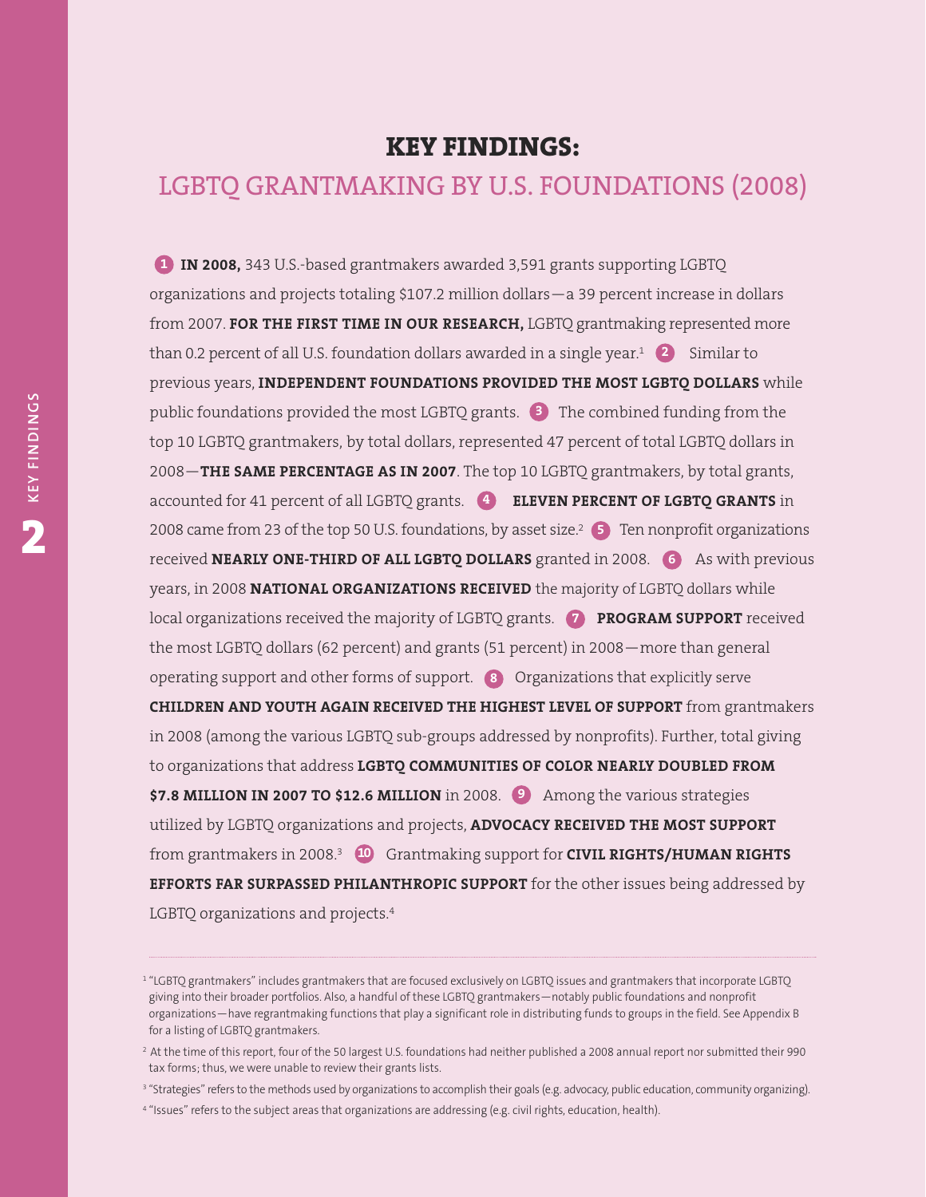# KEY FINDINGS:

## LGBTQ GRANTMAKING BY U.S. FOUNDATIONS (2008)

**1** **IN 2008,** 343 U.S.-based grantmakers awarded 3,591 grants supporting LGBTQ organizations and projects totaling $107.2 million dollars—a 39 percent increase in dollars from 2007. **FOR THE FIRST TIME IN OUR RESEARCH,** LGBTQ grantmaking represented more than 0.2 percent of all U.S. foundation dollars awarded in a single year.[1] **2** Similar to previous years, **INDEPENDENT FOUNDATIONS PROVIDED THE MOST LGBTQ DOLLARS** while public foundations provided the most LGBTQ grants. **3** The combined funding from the top 10 LGBTQ grantmakers, by total dollars, represented 47 percent of total LGBTQ dollars in 2008—**THE SAME PERCENTAGE AS IN 2007**. The top 10 LGBTQ grantmakers, by total grants, accounted for 41 percent of all LGBTQ grants. **4** **ELEVEN PERCENT OF LGBTQ GRANTS** in 2008 came from 23 of the top 50 U.S. foundations, by asset size.[2] **5** Ten nonprofit organizations received **NEARLY ONE-THIRD OF ALL LGBTQ DOLLARS** granted in 2008. **6** As with previous years, in 2008 **NATIONAL ORGANIZATIONS RECEIVED** the majority of LGBTQ dollars while local organizations received the majority of LGBTQ grants. **7** **PROGRAM SUPPORT** received the most LGBTQ dollars (62 percent) and grants (51 percent) in 2008—more than general operating support and other forms of support. **8** Organizations that explicitly serve **CHILDREN AND YOUTH AGAIN RECEIVED THE HIGHEST LEVEL OF SUPPORT** from grantmakers in 2008 (among the various LGBTQ sub-groups addressed by nonprofits). Further, total giving to organizations that address **LGBTQ COMMUNITIES OF COLOR NEARLY DOUBLED FROM $7.8 MILLION IN 2007 TO $12.6 MILLION** in 2008. **9** Among the various strategies utilized by LGBTQ organizations and projects, **ADVOCACY RECEIVED THE MOST SUPPORT** from grantmakers in 2008.[3] **10** Grantmaking support for **CIVIL RIGHTS/HUMAN RIGHTS EFFORTS FAR SURPASSED PHILANTHROPIC SUPPORT** for the other issues being addressed by LGBTQ organizations and projects.[4]

---

[1] "LGBTQ grantmakers" includes grantmakers that are focused exclusively on LGBTQ issues and grantmakers that incorporate LGBTQ giving into their broader portfolios. Also, a handful of these LGBTQ grantmakers—notably public foundations and nonprofit organizations—have regrantmaking functions that play a significant role in distributing funds to groups in the field. See Appendix B for a listing of LGBTQ grantmakers.

[2] At the time of this report, four of the 50 largest U.S. foundations had neither published a 2008 annual report nor submitted their 990 tax forms; thus, we were unable to review their grants lists.

[3] "Strategies" refers to the methods used by organizations to accomplish their goals (e.g. advocacy, public education, community organizing).

[4] "Issues" refers to the subject areas that organizations are addressing (e.g. civil rights, education, health).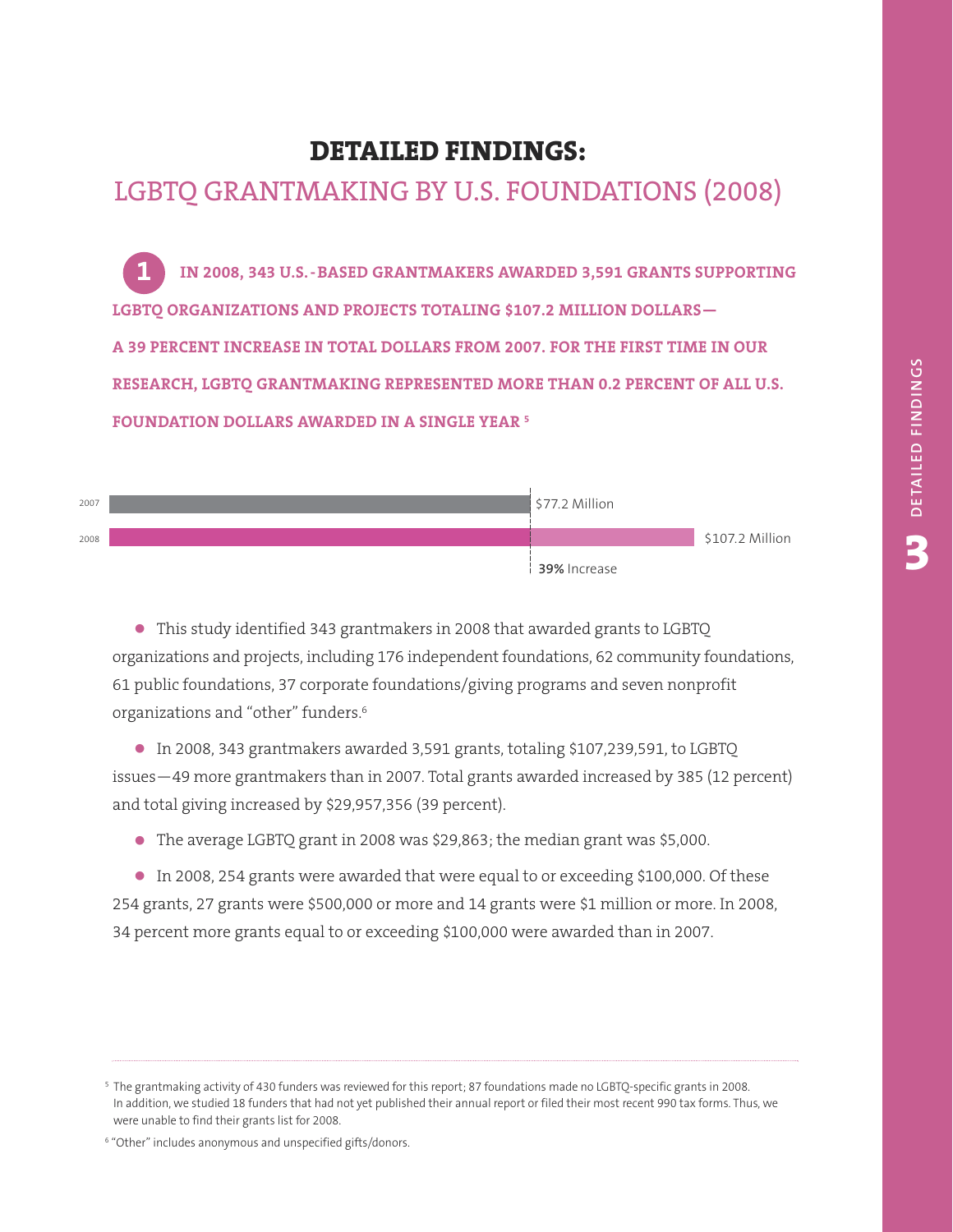# DETAILED FINDINGS:

## LGBTQ GRANTMAKING BY U.S. FOUNDATIONS (2008)

**1 IN 2008, 343 U.S.-BASED GRANTMAKERS AWARDED 3,591 GRANTS SUPPORTING LGBTQ ORGANIZATIONS AND PROJECTS TOTALING $107.2 MILLION DOLLARS— A 39 PERCENT INCREASE IN TOTAL DOLLARS FROM 2007. FOR THE FIRST TIME IN OUR RESEARCH, LGBTQ GRANTMAKING REPRESENTED MORE THAN 0.2 PERCENT OF ALL U.S. FOUNDATION DOLLARS AWARDED IN A SINGLE YEAR [5]**

| Year | Total |
|---|---|
| 2007 | $77.2 Million |
| 2008 | $107.2 Million |

**39%** Increase

- This study identified 343 grantmakers in 2008 that awarded grants to LGBTQ organizations and projects, including 176 independent foundations, 62 community foundations, 61 public foundations, 37 corporate foundations/giving programs and seven nonprofit organizations and "other" funders.[6]

- In 2008, 343 grantmakers awarded 3,591 grants, totaling $107,239,591, to LGBTQ issues—49 more grantmakers than in 2007. Total grants awarded increased by 385 (12 percent) and total giving increased by $29,957,356 (39 percent).

- The average LGBTQ grant in 2008 was $29,863; the median grant was $5,000.

- In 2008, 254 grants were awarded that were equal to or exceeding $100,000. Of these 254 grants, 27 grants were $500,000 or more and 14 grants were $1 million or more. In 2008, 34 percent more grants equal to or exceeding $100,000 were awarded than in 2007.

---

[5] The grantmaking activity of 430 funders was reviewed for this report; 87 foundations made no LGBTQ-specific grants in 2008. In addition, we studied 18 funders that had not yet published their annual report or filed their most recent 990 tax forms. Thus, we were unable to find their grants list for 2008.

[6] "Other" includes anonymous and unspecified gifts/donors.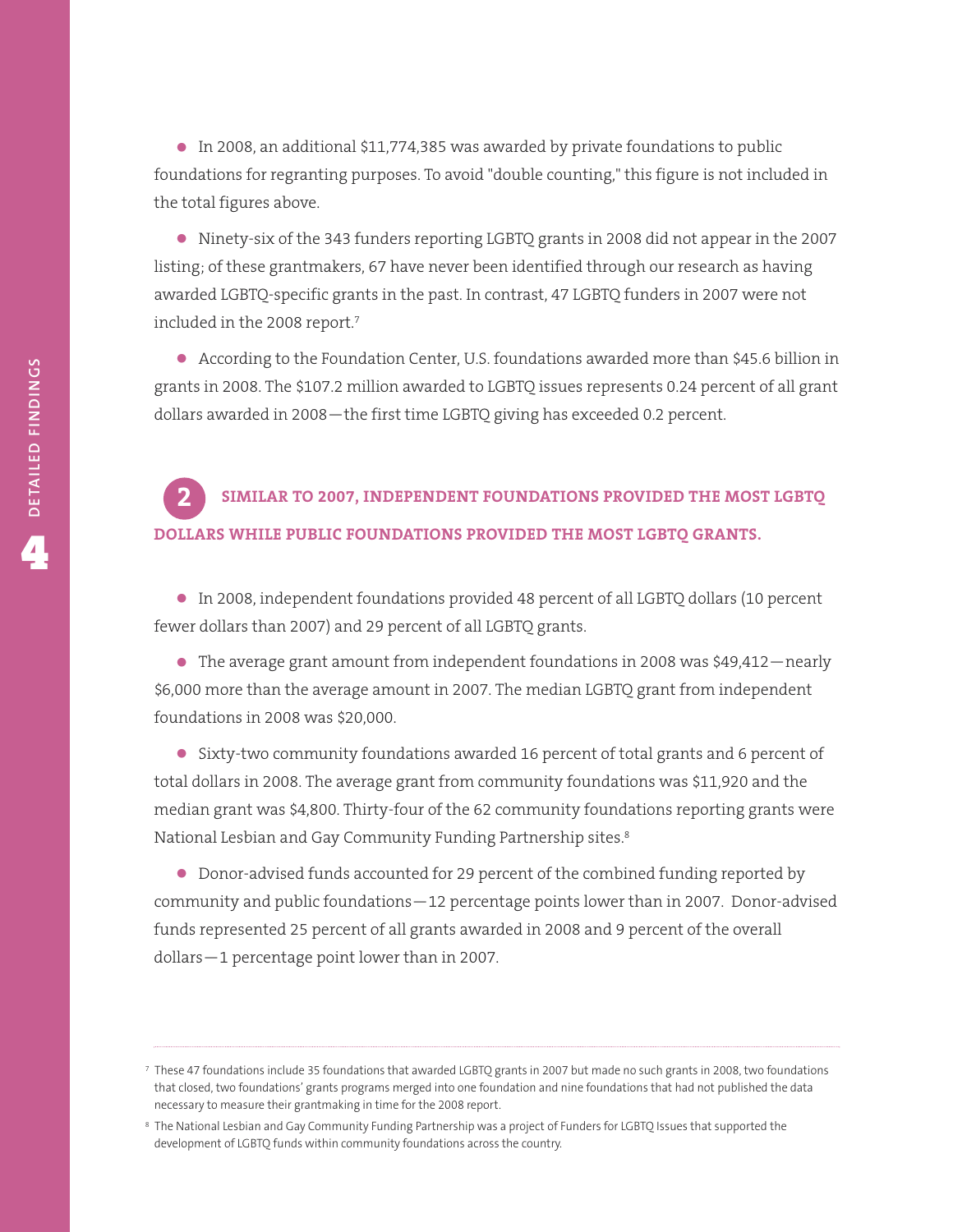- In 2008, an additional $11,774,385 was awarded by private foundations to public foundations for regranting purposes. To avoid "double counting," this figure is not included in the total figures above.

- Ninety-six of the 343 funders reporting LGBTQ grants in 2008 did not appear in the 2007 listing; of these grantmakers, 67 have never been identified through our research as having awarded LGBTQ-specific grants in the past. In contrast, 47 LGBTQ funders in 2007 were not included in the 2008 report.[7]

- According to the Foundation Center, U.S. foundations awarded more than $45.6 billion in grants in 2008. The $107.2 million awarded to LGBTQ issues represents 0.24 percent of all grant dollars awarded in 2008—the first time LGBTQ giving has exceeded 0.2 percent.

## 2 SIMILAR TO 2007, INDEPENDENT FOUNDATIONS PROVIDED THE MOST LGBTQ DOLLARS WHILE PUBLIC FOUNDATIONS PROVIDED THE MOST LGBTQ GRANTS.

- In 2008, independent foundations provided 48 percent of all LGBTQ dollars (10 percent fewer dollars than 2007) and 29 percent of all LGBTQ grants.

- The average grant amount from independent foundations in 2008 was $49,412—nearly $6,000 more than the average amount in 2007. The median LGBTQ grant from independent foundations in 2008 was $20,000.

- Sixty-two community foundations awarded 16 percent of total grants and 6 percent of total dollars in 2008. The average grant from community foundations was $11,920 and the median grant was $4,800. Thirty-four of the 62 community foundations reporting grants were National Lesbian and Gay Community Funding Partnership sites.[8]

- Donor-advised funds accounted for 29 percent of the combined funding reported by community and public foundations—12 percentage points lower than in 2007. Donor-advised funds represented 25 percent of all grants awarded in 2008 and 9 percent of the overall dollars—1 percentage point lower than in 2007.

---

[7] These 47 foundations include 35 foundations that awarded LGBTQ grants in 2007 but made no such grants in 2008, two foundations that closed, two foundations' grants programs merged into one foundation and nine foundations that had not published the data necessary to measure their grantmaking in time for the 2008 report.

[8] The National Lesbian and Gay Community Funding Partnership was a project of Funders for LGBTQ Issues that supported the development of LGBTQ funds within community foundations across the country.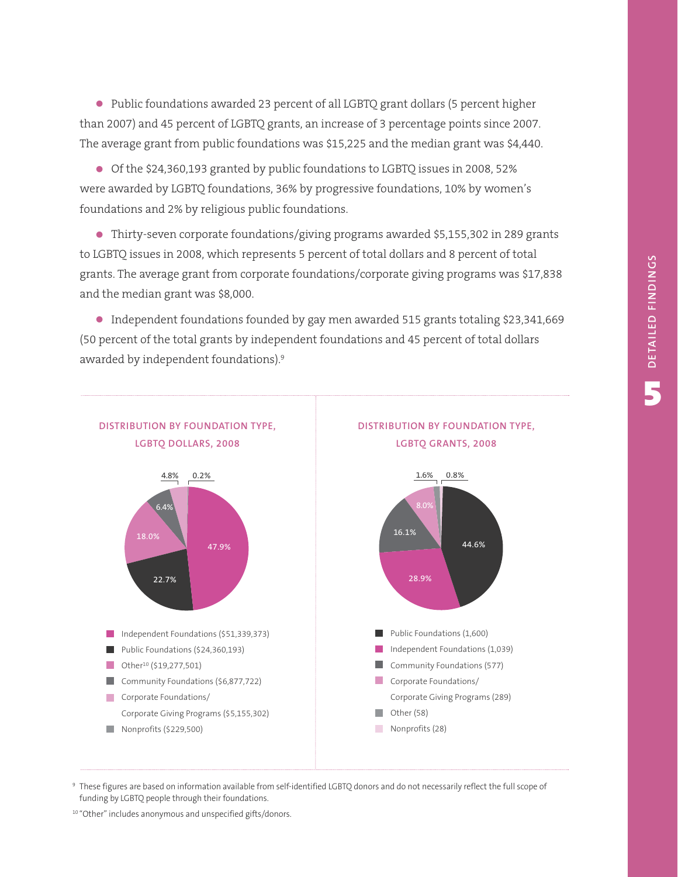- Public foundations awarded 23 percent of all LGBTQ grant dollars (5 percent higher than 2007) and 45 percent of LGBTQ grants, an increase of 3 percentage points since 2007. The average grant from public foundations was $15,225 and the median grant was $4,440.

- Of the $24,360,193 granted by public foundations to LGBTQ issues in 2008, 52% were awarded by LGBTQ foundations, 36% by progressive foundations, 10% by women's foundations and 2% by religious public foundations.

- Thirty-seven corporate foundations/giving programs awarded $5,155,302 in 289 grants to LGBTQ issues in 2008, which represents 5 percent of total dollars and 8 percent of total grants. The average grant from corporate foundations/corporate giving programs was $17,838 and the median grant was $8,000.

- Independent foundations founded by gay men awarded 515 grants totaling $23,341,669 (50 percent of the total grants by independent foundations and 45 percent of total dollars awarded by independent foundations).[9]

### DISTRIBUTION BY FOUNDATION TYPE, LGBTQ DOLLARS, 2008

| Foundation Type | Share |
|---|---|
| Independent Foundations ($51,339,373) | 47.9% |
| Public Foundations ($24,360,193) | 22.7% |
| Other[10] ($19,277,501) | 18.0% |
| Community Foundations ($6,877,722) | 6.4% |
| Corporate Foundations/ Corporate Giving Programs ($5,155,302) | 4.8% |
| Nonprofits ($229,500) | 0.2% |

### DISTRIBUTION BY FOUNDATION TYPE, LGBTQ GRANTS, 2008

| Foundation Type | Share |
|---|---|
| Public Foundations (1,600) | 44.6% |
| Independent Foundations (1,039) | 28.9% |
| Community Foundations (577) | 16.1% |
| Corporate Foundations/ Corporate Giving Programs (289) | 8.0% |
| Other (58) | 1.6% |
| Nonprofits (28) | 0.8% |

[9] These figures are based on information available from self-identified LGBTQ donors and do not necessarily reflect the full scope of funding by LGBTQ people through their foundations.

[10] "Other" includes anonymous and unspecified gifts/donors.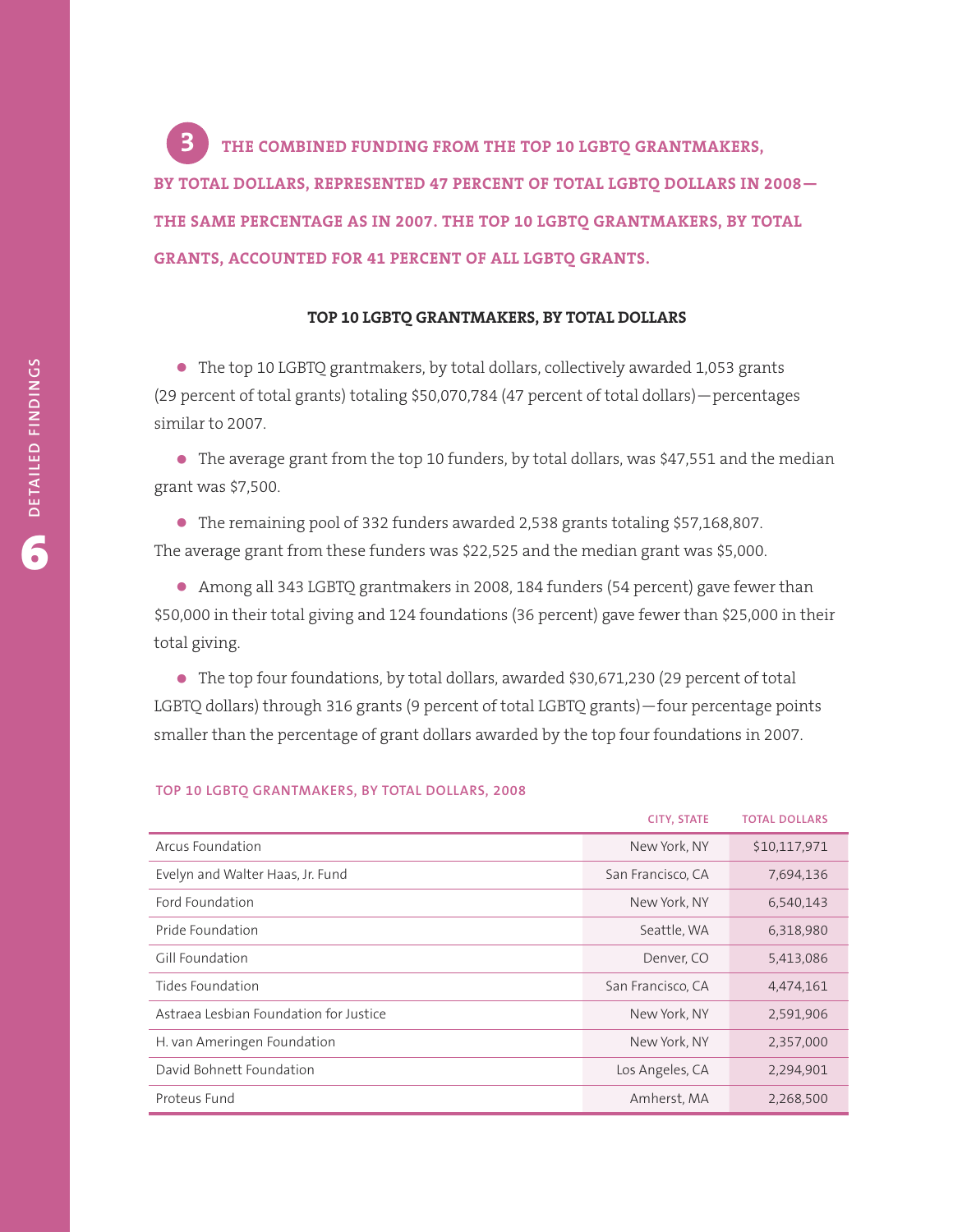## 3 THE COMBINED FUNDING FROM THE TOP 10 LGBTQ GRANTMAKERS, BY TOTAL DOLLARS, REPRESENTED 47 PERCENT OF TOTAL LGBTQ DOLLARS IN 2008—THE SAME PERCENTAGE AS IN 2007. THE TOP 10 LGBTQ GRANTMAKERS, BY TOTAL GRANTS, ACCOUNTED FOR 41 PERCENT OF ALL LGBTQ GRANTS.

### TOP 10 LGBTQ GRANTMAKERS, BY TOTAL DOLLARS

- The top 10 LGBTQ grantmakers, by total dollars, collectively awarded 1,053 grants (29 percent of total grants) totaling $50,070,784 (47 percent of total dollars)—percentages similar to 2007.

- The average grant from the top 10 funders, by total dollars, was $47,551 and the median grant was $7,500.

- The remaining pool of 332 funders awarded 2,538 grants totaling $57,168,807. The average grant from these funders was $22,525 and the median grant was $5,000.

- Among all 343 LGBTQ grantmakers in 2008, 184 funders (54 percent) gave fewer than $50,000 in their total giving and 124 foundations (36 percent) gave fewer than $25,000 in their total giving.

- The top four foundations, by total dollars, awarded $30,671,230 (29 percent of total LGBTQ dollars) through 316 grants (9 percent of total LGBTQ grants)—four percentage points smaller than the percentage of grant dollars awarded by the top four foundations in 2007.

#### TOP 10 LGBTQ GRANTMAKERS, BY TOTAL DOLLARS, 2008

| | CITY, STATE | TOTAL DOLLARS |
|---|---|---|
| Arcus Foundation | New York, NY | $10,117,971 |
| Evelyn and Walter Haas, Jr. Fund | San Francisco, CA | 7,694,136 |
| Ford Foundation | New York, NY | 6,540,143 |
| Pride Foundation | Seattle, WA | 6,318,980 |
| Gill Foundation | Denver, CO | 5,413,086 |
| Tides Foundation | San Francisco, CA | 4,474,161 |
| Astraea Lesbian Foundation for Justice | New York, NY | 2,591,906 |
| H. van Ameringen Foundation | New York, NY | 2,357,000 |
| David Bohnett Foundation | Los Angeles, CA | 2,294,901 |
| Proteus Fund | Amherst, MA | 2,268,500 |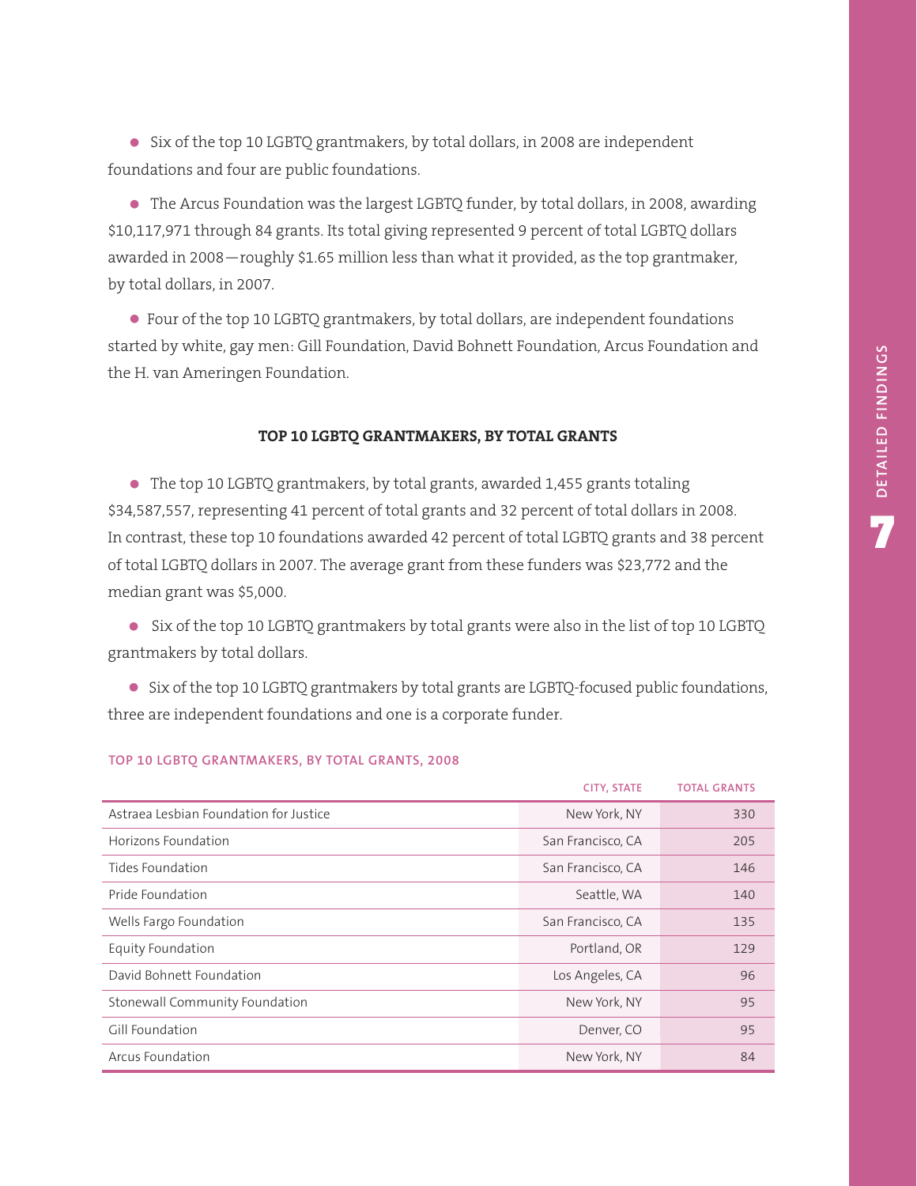- Six of the top 10 LGBTQ grantmakers, by total dollars, in 2008 are independent foundations and four are public foundations.

- The Arcus Foundation was the largest LGBTQ funder, by total dollars, in 2008, awarding $10,117,971 through 84 grants. Its total giving represented 9 percent of total LGBTQ dollars awarded in 2008—roughly $1.65 million less than what it provided, as the top grantmaker, by total dollars, in 2007.

- Four of the top 10 LGBTQ grantmakers, by total dollars, are independent foundations started by white, gay men: Gill Foundation, David Bohnett Foundation, Arcus Foundation and the H. van Ameringen Foundation.

### TOP 10 LGBTQ GRANTMAKERS, BY TOTAL GRANTS

- The top 10 LGBTQ grantmakers, by total grants, awarded 1,455 grants totaling $34,587,557, representing 41 percent of total grants and 32 percent of total dollars in 2008. In contrast, these top 10 foundations awarded 42 percent of total LGBTQ grants and 38 percent of total LGBTQ dollars in 2007. The average grant from these funders was $23,772 and the median grant was $5,000.

- Six of the top 10 LGBTQ grantmakers by total grants were also in the list of top 10 LGBTQ grantmakers by total dollars.

- Six of the top 10 LGBTQ grantmakers by total grants are LGBTQ-focused public foundations, three are independent foundations and one is a corporate funder.

**TOP 10 LGBTQ GRANTMAKERS, BY TOTAL GRANTS, 2008**

| | CITY, STATE | TOTAL GRANTS |
|---|---|---|
| Astraea Lesbian Foundation for Justice | New York, NY | 330 |
| Horizons Foundation | San Francisco, CA | 205 |
| Tides Foundation | San Francisco, CA | 146 |
| Pride Foundation | Seattle, WA | 140 |
| Wells Fargo Foundation | San Francisco, CA | 135 |
| Equity Foundation | Portland, OR | 129 |
| David Bohnett Foundation | Los Angeles, CA | 96 |
| Stonewall Community Foundation | New York, NY | 95 |
| Gill Foundation | Denver, CO | 95 |
| Arcus Foundation | New York, NY | 84 |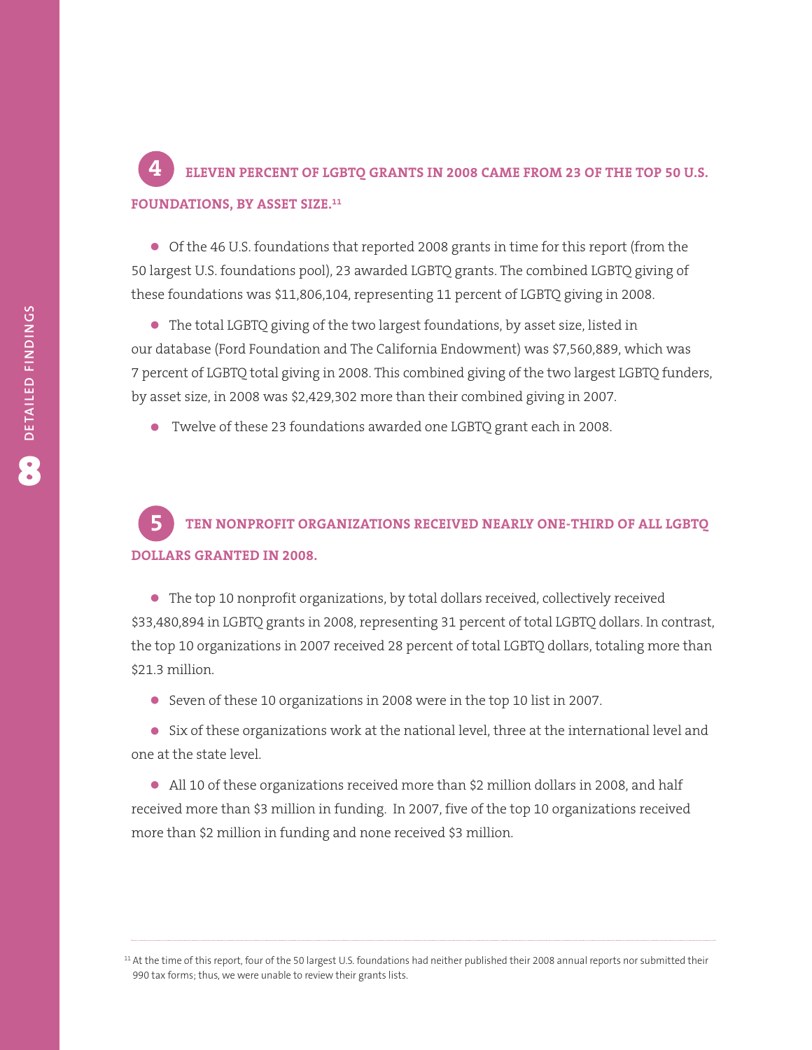## 4 ELEVEN PERCENT OF LGBTQ GRANTS IN 2008 CAME FROM 23 OF THE TOP 50 U.S. FOUNDATIONS, BY ASSET SIZE.[11]

- Of the 46 U.S. foundations that reported 2008 grants in time for this report (from the 50 largest U.S. foundations pool), 23 awarded LGBTQ grants. The combined LGBTQ giving of these foundations was $11,806,104, representing 11 percent of LGBTQ giving in 2008.
- The total LGBTQ giving of the two largest foundations, by asset size, listed in our database (Ford Foundation and The California Endowment) was $7,560,889, which was 7 percent of LGBTQ total giving in 2008. This combined giving of the two largest LGBTQ funders, by asset size, in 2008 was $2,429,302 more than their combined giving in 2007.
- Twelve of these 23 foundations awarded one LGBTQ grant each in 2008.

## 5 TEN NONPROFIT ORGANIZATIONS RECEIVED NEARLY ONE-THIRD OF ALL LGBTQ DOLLARS GRANTED IN 2008.

- The top 10 nonprofit organizations, by total dollars received, collectively received $33,480,894 in LGBTQ grants in 2008, representing 31 percent of total LGBTQ dollars. In contrast, the top 10 organizations in 2007 received 28 percent of total LGBTQ dollars, totaling more than $21.3 million.
- Seven of these 10 organizations in 2008 were in the top 10 list in 2007.
- Six of these organizations work at the national level, three at the international level and one at the state level.
- All 10 of these organizations received more than $2 million dollars in 2008, and half received more than $3 million in funding. In 2007, five of the top 10 organizations received more than $2 million in funding and none received $3 million.

---

[11] At the time of this report, four of the 50 largest U.S. foundations had neither published their 2008 annual reports nor submitted their 990 tax forms; thus, we were unable to review their grants lists.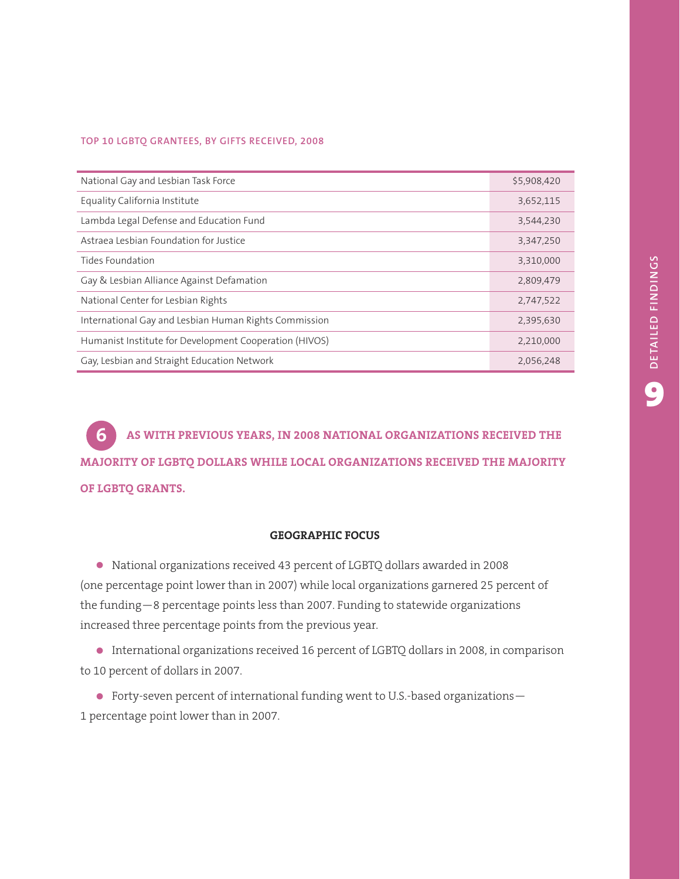**TOP 10 LGBTQ GRANTEES, BY GIFTS RECEIVED, 2008**

| Grantee | Gifts Received |
|---|---|
| National Gay and Lesbian Task Force | $5,908,420 |
| Equality California Institute | 3,652,115 |
| Lambda Legal Defense and Education Fund | 3,544,230 |
| Astraea Lesbian Foundation for Justice | 3,347,250 |
| Tides Foundation | 3,310,000 |
| Gay & Lesbian Alliance Against Defamation | 2,809,479 |
| National Center for Lesbian Rights | 2,747,522 |
| International Gay and Lesbian Human Rights Commission | 2,395,630 |
| Humanist Institute for Development Cooperation (HIVOS) | 2,210,000 |
| Gay, Lesbian and Straight Education Network | 2,056,248 |

## 6 AS WITH PREVIOUS YEARS, IN 2008 NATIONAL ORGANIZATIONS RECEIVED THE MAJORITY OF LGBTQ DOLLARS WHILE LOCAL ORGANIZATIONS RECEIVED THE MAJORITY OF LGBTQ GRANTS.

### GEOGRAPHIC FOCUS

- National organizations received 43 percent of LGBTQ dollars awarded in 2008 (one percentage point lower than in 2007) while local organizations garnered 25 percent of the funding—8 percentage points less than 2007. Funding to statewide organizations increased three percentage points from the previous year.
- International organizations received 16 percent of LGBTQ dollars in 2008, in comparison to 10 percent of dollars in 2007.
- Forty-seven percent of international funding went to U.S.-based organizations—1 percentage point lower than in 2007.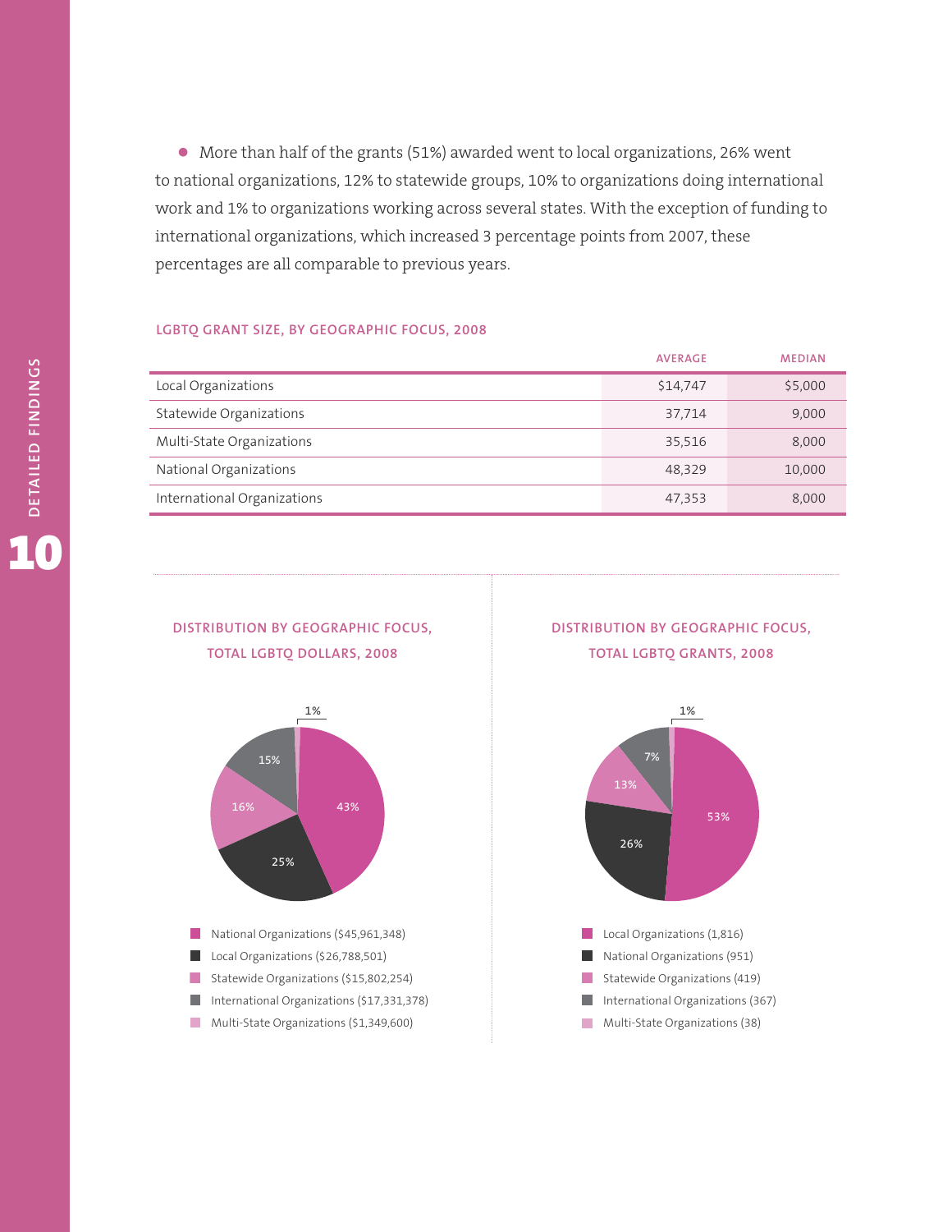- More than half of the grants (51%) awarded went to local organizations, 26% went to national organizations, 12% to statewide groups, 10% to organizations doing international work and 1% to organizations working across several states. With the exception of funding to international organizations, which increased 3 percentage points from 2007, these percentages are all comparable to previous years.

### LGBTQ GRANT SIZE, BY GEOGRAPHIC FOCUS, 2008

| | AVERAGE | MEDIAN |
|---|---|---|
| Local Organizations | $14,747 | $5,000 |
| Statewide Organizations | 37,714 | 9,000 |
| Multi-State Organizations | 35,516 | 8,000 |
| National Organizations | 48,329 | 10,000 |
| International Organizations | 47,353 | 8,000 |

### DISTRIBUTION BY GEOGRAPHIC FOCUS, TOTAL LGBTQ DOLLARS, 2008

- National Organizations ($45,961,348) — 43%
- Local Organizations ($26,788,501) — 25%
- Statewide Organizations ($15,802,254) — 16%
- International Organizations ($17,331,378) — 15%
- Multi-State Organizations ($1,349,600) — 1%

### DISTRIBUTION BY GEOGRAPHIC FOCUS, TOTAL LGBTQ GRANTS, 2008

- Local Organizations (1,816) — 53%
- National Organizations (951) — 26%
- Statewide Organizations (419) — 13%
- International Organizations (367) — 7%
- Multi-State Organizations (38) — 1%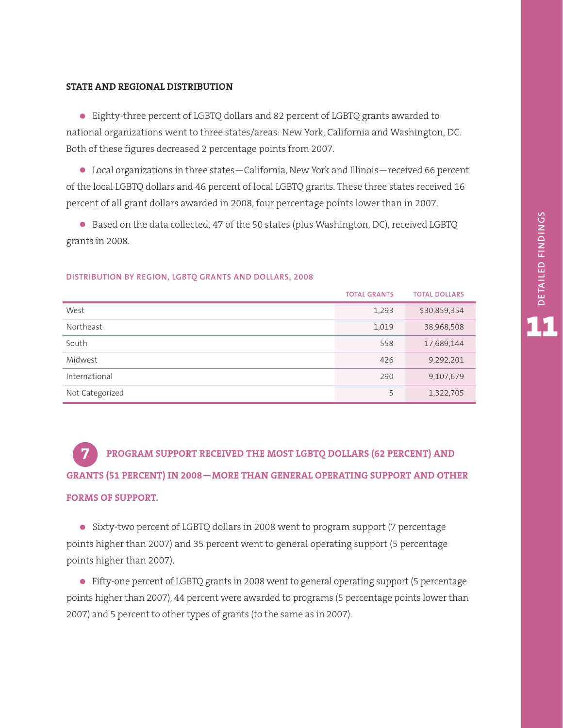### STATE AND REGIONAL DISTRIBUTION

- Eighty-three percent of LGBTQ dollars and 82 percent of LGBTQ grants awarded to national organizations went to three states/areas: New York, California and Washington, DC. Both of these figures decreased 2 percentage points from 2007.
- Local organizations in three states—California, New York and Illinois—received 66 percent of the local LGBTQ dollars and 46 percent of local LGBTQ grants. These three states received 16 percent of all grant dollars awarded in 2008, four percentage points lower than in 2007.
- Based on the data collected, 47 of the 50 states (plus Washington, DC), received LGBTQ grants in 2008.

**DISTRIBUTION BY REGION, LGBTQ GRANTS AND DOLLARS, 2008**

| | TOTAL GRANTS | TOTAL DOLLARS |
|---|---|---|
| West | 1,293 | $30,859,354 |
| Northeast | 1,019 | 38,968,508 |
| South | 558 | 17,689,144 |
| Midwest | 426 | 9,292,201 |
| International | 290 | 9,107,679 |
| Not Categorized | 5 | 1,322,705 |

## 7 PROGRAM SUPPORT RECEIVED THE MOST LGBTQ DOLLARS (62 PERCENT) AND GRANTS (51 PERCENT) IN 2008—MORE THAN GENERAL OPERATING SUPPORT AND OTHER FORMS OF SUPPORT.

- Sixty-two percent of LGBTQ dollars in 2008 went to program support (7 percentage points higher than 2007) and 35 percent went to general operating support (5 percentage points higher than 2007).
- Fifty-one percent of LGBTQ grants in 2008 went to general operating support (5 percentage points higher than 2007), 44 percent were awarded to programs (5 percentage points lower than 2007) and 5 percent to other types of grants (to the same as in 2007).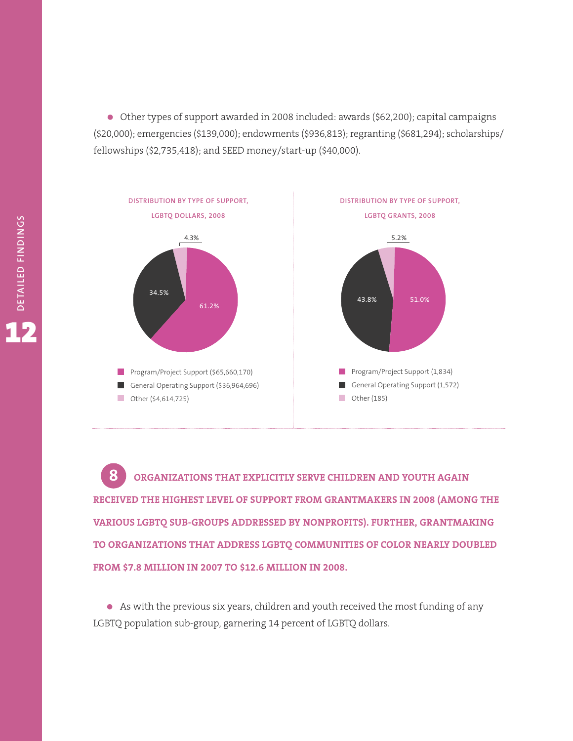- Other types of support awarded in 2008 included: awards ($62,200); capital campaigns ($20,000); emergencies ($139,000); endowments ($936,813); regranting ($681,294); scholarships/fellowships ($2,735,418); and SEED money/start-up ($40,000).

**DISTRIBUTION BY TYPE OF SUPPORT, LGBTQ DOLLARS, 2008**

| Type of Support | Dollars | Percent |
| --- | --- | --- |
| Program/Project Support | $65,660,170 | 61.2% |
| General Operating Support | $36,964,696 | 34.5% |
| Other | $4,614,725 | 4.3% |

**DISTRIBUTION BY TYPE OF SUPPORT, LGBTQ GRANTS, 2008**

| Type of Support | Grants | Percent |
| --- | --- | --- |
| Program/Project Support | 1,834 | 51.0% |
| General Operating Support | 1,572 | 43.8% |
| Other | 185 | 5.2% |

## 8 ORGANIZATIONS THAT EXPLICITLY SERVE CHILDREN AND YOUTH AGAIN RECEIVED THE HIGHEST LEVEL OF SUPPORT FROM GRANTMAKERS IN 2008 (AMONG THE VARIOUS LGBTQ SUB-GROUPS ADDRESSED BY NONPROFITS). FURTHER, GRANTMAKING TO ORGANIZATIONS THAT ADDRESS LGBTQ COMMUNITIES OF COLOR NEARLY DOUBLED FROM $7.8 MILLION IN 2007 TO $12.6 MILLION IN 2008.

- As with the previous six years, children and youth received the most funding of any LGBTQ population sub-group, garnering 14 percent of LGBTQ dollars.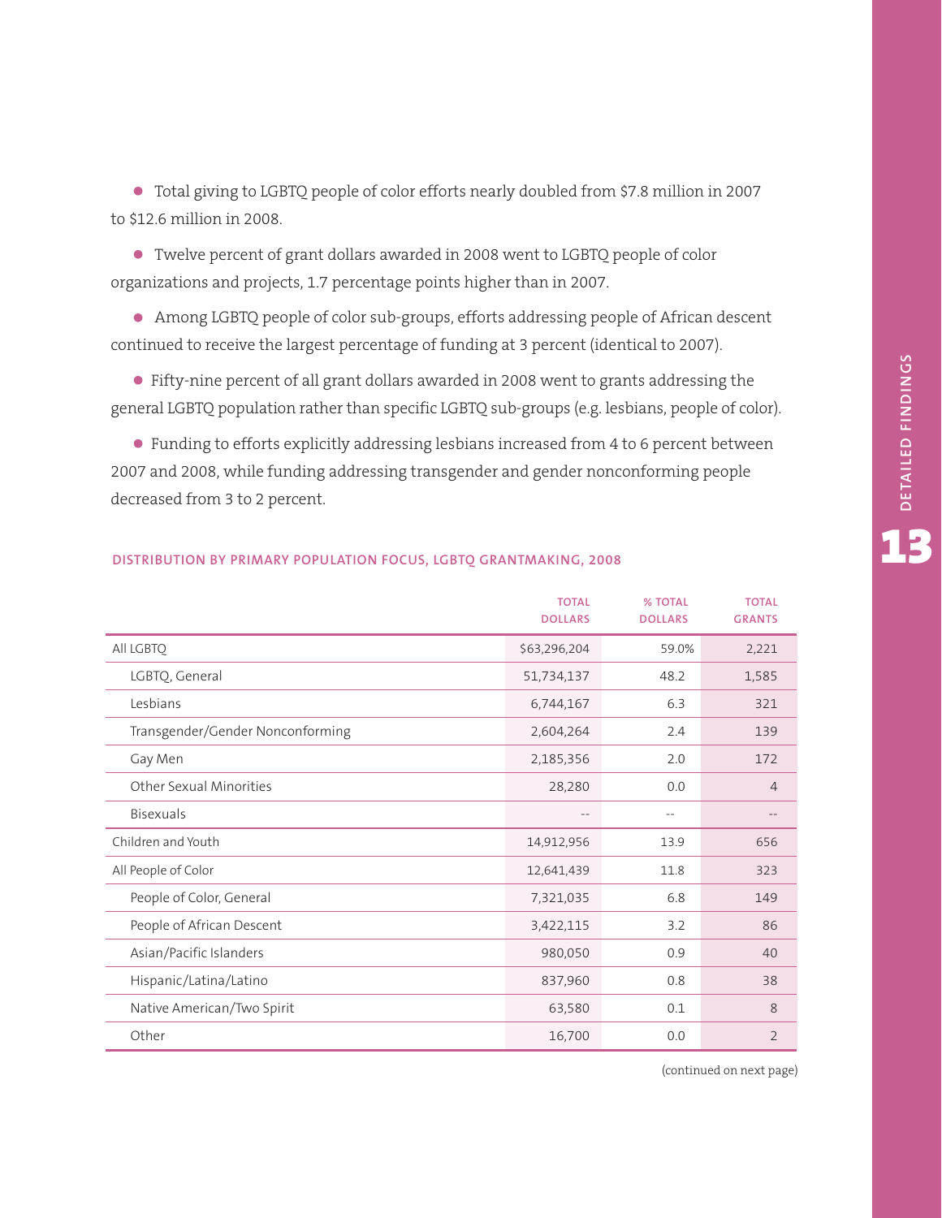- Total giving to LGBTQ people of color efforts nearly doubled from $7.8 million in 2007 to $12.6 million in 2008.
- Twelve percent of grant dollars awarded in 2008 went to LGBTQ people of color organizations and projects, 1.7 percentage points higher than in 2007.
- Among LGBTQ people of color sub-groups, efforts addressing people of African descent continued to receive the largest percentage of funding at 3 percent (identical to 2007).
- Fifty-nine percent of all grant dollars awarded in 2008 went to grants addressing the general LGBTQ population rather than specific LGBTQ sub-groups (e.g. lesbians, people of color).
- Funding to efforts explicitly addressing lesbians increased from 4 to 6 percent between 2007 and 2008, while funding addressing transgender and gender nonconforming people decreased from 3 to 2 percent.

#### DISTRIBUTION BY PRIMARY POPULATION FOCUS, LGBTQ GRANTMAKING, 2008

| | TOTAL DOLLARS | % TOTAL DOLLARS | TOTAL GRANTS |
|---|---|---|---|
| All LGBTQ | $63,296,204 | 59.0% | 2,221 |
| LGBTQ, General | 51,734,137 | 48.2 | 1,585 |
| Lesbians | 6,744,167 | 6.3 | 321 |
| Transgender/Gender Nonconforming | 2,604,264 | 2.4 | 139 |
| Gay Men | 2,185,356 | 2.0 | 172 |
| Other Sexual Minorities | 28,280 | 0.0 | 4 |
| Bisexuals | -- | -- | -- |
| Children and Youth | 14,912,956 | 13.9 | 656 |
| All People of Color | 12,641,439 | 11.8 | 323 |
| People of Color, General | 7,321,035 | 6.8 | 149 |
| People of African Descent | 3,422,115 | 3.2 | 86 |
| Asian/Pacific Islanders | 980,050 | 0.9 | 40 |
| Hispanic/Latina/Latino | 837,960 | 0.8 | 38 |
| Native American/Two Spirit | 63,580 | 0.1 | 8 |
| Other | 16,700 | 0.0 | 2 |

(continued on next page)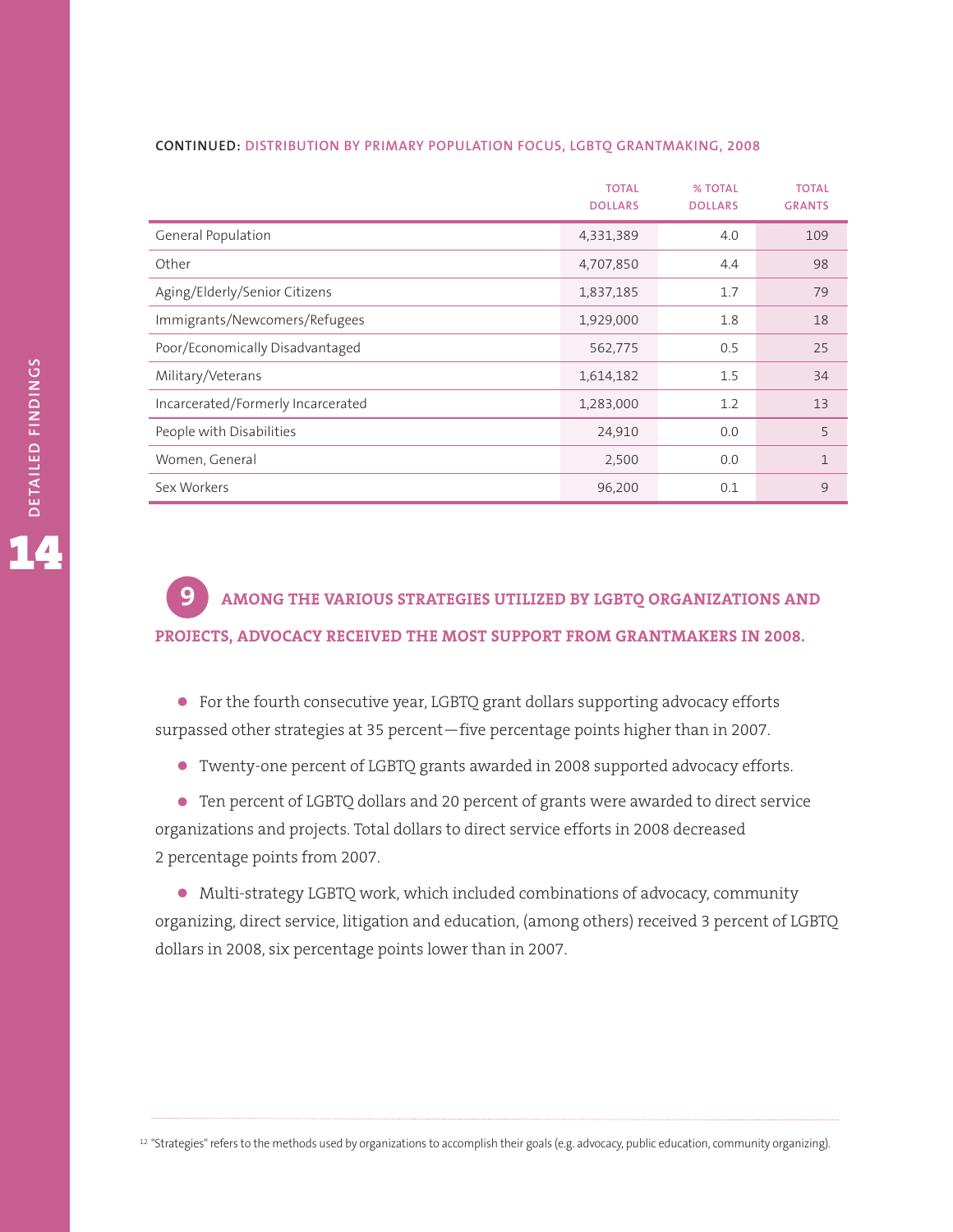**CONTINUED: DISTRIBUTION BY PRIMARY POPULATION FOCUS, LGBTQ GRANTMAKING, 2008**

| | TOTAL DOLLARS | % TOTAL DOLLARS | TOTAL GRANTS |
|---|---|---|---|
| General Population | 4,331,389 | 4.0 | 109 |
| Other | 4,707,850 | 4.4 | 98 |
| Aging/Elderly/Senior Citizens | 1,837,185 | 1.7 | 79 |
| Immigrants/Newcomers/Refugees | 1,929,000 | 1.8 | 18 |
| Poor/Economically Disadvantaged | 562,775 | 0.5 | 25 |
| Military/Veterans | 1,614,182 | 1.5 | 34 |
| Incarcerated/Formerly Incarcerated | 1,283,000 | 1.2 | 13 |
| People with Disabilities | 24,910 | 0.0 | 5 |
| Women, General | 2,500 | 0.0 | 1 |
| Sex Workers | 96,200 | 0.1 | 9 |

## 9 AMONG THE VARIOUS STRATEGIES UTILIZED BY LGBTQ ORGANIZATIONS AND PROJECTS, ADVOCACY RECEIVED THE MOST SUPPORT FROM GRANTMAKERS IN 2008.

- For the fourth consecutive year, LGBTQ grant dollars supporting advocacy efforts surpassed other strategies at 35 percent—five percentage points higher than in 2007.
- Twenty-one percent of LGBTQ grants awarded in 2008 supported advocacy efforts.
- Ten percent of LGBTQ dollars and 20 percent of grants were awarded to direct service organizations and projects. Total dollars to direct service efforts in 2008 decreased 2 percentage points from 2007.
- Multi-strategy LGBTQ work, which included combinations of advocacy, community organizing, direct service, litigation and education, (among others) received 3 percent of LGBTQ dollars in 2008, six percentage points lower than in 2007.

[12] "Strategies" refers to the methods used by organizations to accomplish their goals (e.g. advocacy, public education, community organizing).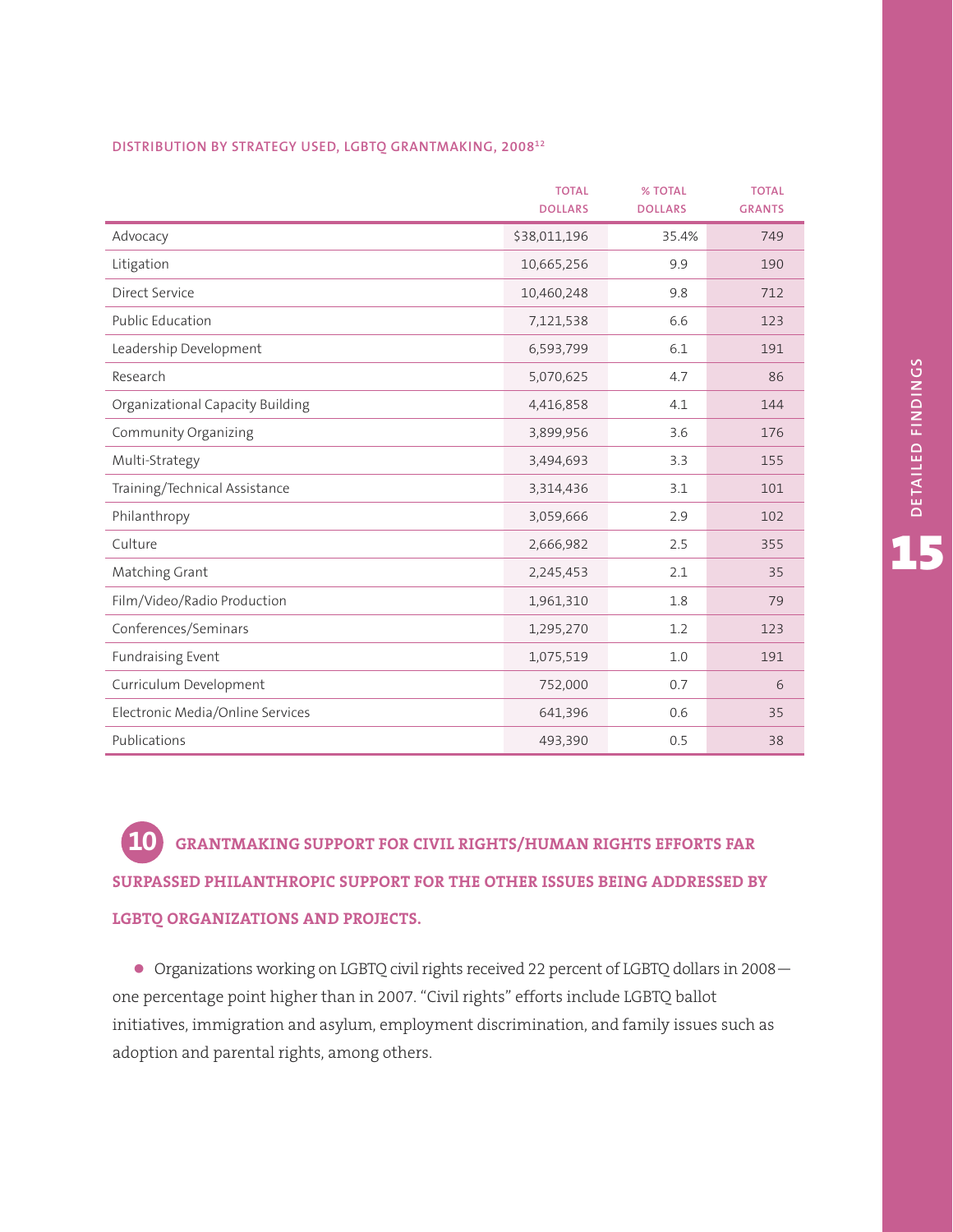DISTRIBUTION BY STRATEGY USED, LGBTQ GRANTMAKING, 2008[12]

| | TOTAL DOLLARS | % TOTAL DOLLARS | TOTAL GRANTS |
|---|---|---|---|
| Advocacy | $38,011,196 | 35.4% | 749 |
| Litigation | 10,665,256 | 9.9 | 190 |
| Direct Service | 10,460,248 | 9.8 | 712 |
| Public Education | 7,121,538 | 6.6 | 123 |
| Leadership Development | 6,593,799 | 6.1 | 191 |
| Research | 5,070,625 | 4.7 | 86 |
| Organizational Capacity Building | 4,416,858 | 4.1 | 144 |
| Community Organizing | 3,899,956 | 3.6 | 176 |
| Multi-Strategy | 3,494,693 | 3.3 | 155 |
| Training/Technical Assistance | 3,314,436 | 3.1 | 101 |
| Philanthropy | 3,059,666 | 2.9 | 102 |
| Culture | 2,666,982 | 2.5 | 355 |
| Matching Grant | 2,245,453 | 2.1 | 35 |
| Film/Video/Radio Production | 1,961,310 | 1.8 | 79 |
| Conferences/Seminars | 1,295,270 | 1.2 | 123 |
| Fundraising Event | 1,075,519 | 1.0 | 191 |
| Curriculum Development | 752,000 | 0.7 | 6 |
| Electronic Media/Online Services | 641,396 | 0.6 | 35 |
| Publications | 493,390 | 0.5 | 38 |

## 10 GRANTMAKING SUPPORT FOR CIVIL RIGHTS/HUMAN RIGHTS EFFORTS FAR SURPASSED PHILANTHROPIC SUPPORT FOR THE OTHER ISSUES BEING ADDRESSED BY LGBTQ ORGANIZATIONS AND PROJECTS.

- Organizations working on LGBTQ civil rights received 22 percent of LGBTQ dollars in 2008—one percentage point higher than in 2007. "Civil rights" efforts include LGBTQ ballot initiatives, immigration and asylum, employment discrimination, and family issues such as adoption and parental rights, among others.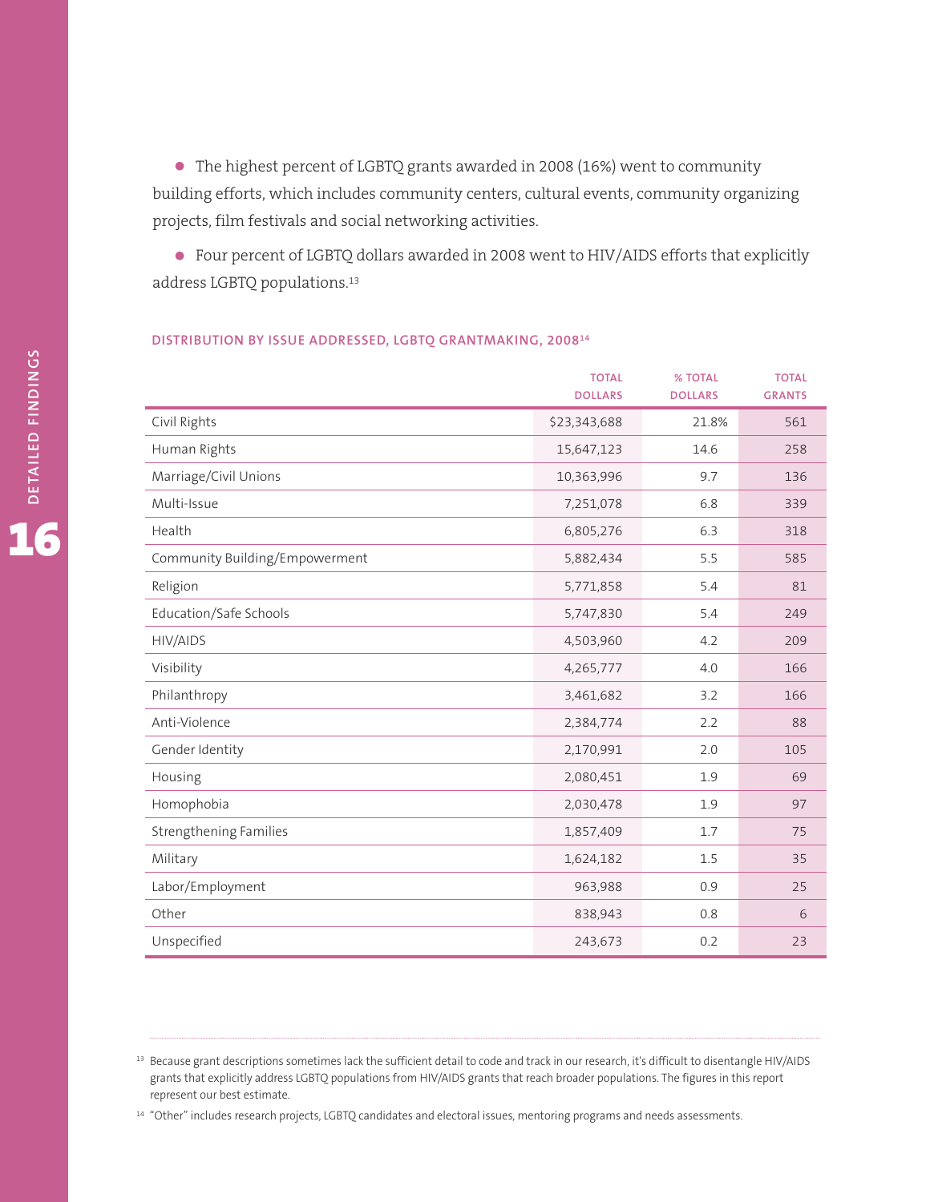- The highest percent of LGBTQ grants awarded in 2008 (16%) went to community building efforts, which includes community centers, cultural events, community organizing projects, film festivals and social networking activities.

- Four percent of LGBTQ dollars awarded in 2008 went to HIV/AIDS efforts that explicitly address LGBTQ populations.[13]

#### DISTRIBUTION BY ISSUE ADDRESSED, LGBTQ GRANTMAKING, 2008[14]

| | TOTAL DOLLARS | % TOTAL DOLLARS | TOTAL GRANTS |
|---|---|---|---|
| Civil Rights | $23,343,688 | 21.8% | 561 |
| Human Rights | 15,647,123 | 14.6 | 258 |
| Marriage/Civil Unions | 10,363,996 | 9.7 | 136 |
| Multi-Issue | 7,251,078 | 6.8 | 339 |
| Health | 6,805,276 | 6.3 | 318 |
| Community Building/Empowerment | 5,882,434 | 5.5 | 585 |
| Religion | 5,771,858 | 5.4 | 81 |
| Education/Safe Schools | 5,747,830 | 5.4 | 249 |
| HIV/AIDS | 4,503,960 | 4.2 | 209 |
| Visibility | 4,265,777 | 4.0 | 166 |
| Philanthropy | 3,461,682 | 3.2 | 166 |
| Anti-Violence | 2,384,774 | 2.2 | 88 |
| Gender Identity | 2,170,991 | 2.0 | 105 |
| Housing | 2,080,451 | 1.9 | 69 |
| Homophobia | 2,030,478 | 1.9 | 97 |
| Strengthening Families | 1,857,409 | 1.7 | 75 |
| Military | 1,624,182 | 1.5 | 35 |
| Labor/Employment | 963,988 | 0.9 | 25 |
| Other | 838,943 | 0.8 | 6 |
| Unspecified | 243,673 | 0.2 | 23 |

[13] Because grant descriptions sometimes lack the sufficient detail to code and track in our research, it's difficult to disentangle HIV/AIDS grants that explicitly address LGBTQ populations from HIV/AIDS grants that reach broader populations. The figures in this report represent our best estimate.

[14] "Other" includes research projects, LGBTQ candidates and electoral issues, mentoring programs and needs assessments.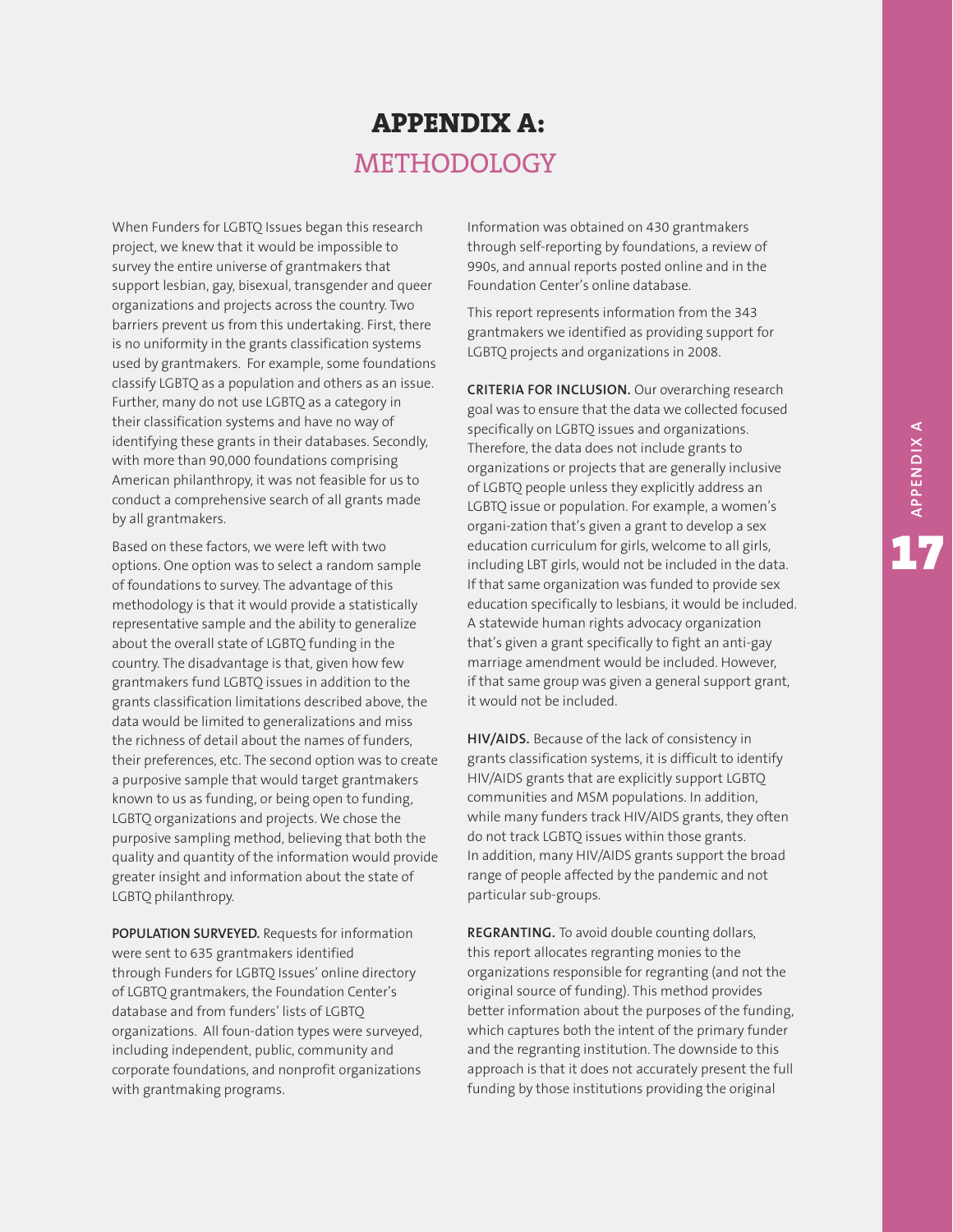# APPENDIX A:
## METHODOLOGY

When Funders for LGBTQ Issues began this research project, we knew that it would be impossible to survey the entire universe of grantmakers that support lesbian, gay, bisexual, transgender and queer organizations and projects across the country. Two barriers prevent us from this undertaking. First, there is no uniformity in the grants classification systems used by grantmakers. For example, some foundations classify LGBTQ as a population and others as an issue. Further, many do not use LGBTQ as a category in their classification systems and have no way of identifying these grants in their databases. Secondly, with more than 90,000 foundations comprising American philanthropy, it was not feasible for us to conduct a comprehensive search of all grants made by all grantmakers.

Based on these factors, we were left with two options. One option was to select a random sample of foundations to survey. The advantage of this methodology is that it would provide a statistically representative sample and the ability to generalize about the overall state of LGBTQ funding in the country. The disadvantage is that, given how few grantmakers fund LGBTQ issues in addition to the grants classification limitations described above, the data would be limited to generalizations and miss the richness of detail about the names of funders, their preferences, etc. The second option was to create a purposive sample that would target grantmakers known to us as funding, or being open to funding, LGBTQ organizations and projects. We chose the purposive sampling method, believing that both the quality and quantity of the information would provide greater insight and information about the state of LGBTQ philanthropy.

**POPULATION SURVEYED.** Requests for information were sent to 635 grantmakers identified through Funders for LGBTQ Issues' online directory of LGBTQ grantmakers, the Foundation Center's database and from funders' lists of LGBTQ organizations. All foun-dation types were surveyed, including independent, public, community and corporate foundations, and nonprofit organizations with grantmaking programs.

Information was obtained on 430 grantmakers through self-reporting by foundations, a review of 990s, and annual reports posted online and in the Foundation Center's online database.

This report represents information from the 343 grantmakers we identified as providing support for LGBTQ projects and organizations in 2008.

**CRITERIA FOR INCLUSION.** Our overarching research goal was to ensure that the data we collected focused specifically on LGBTQ issues and organizations. Therefore, the data does not include grants to organizations or projects that are generally inclusive of LGBTQ people unless they explicitly address an LGBTQ issue or population. For example, a women's organi-zation that's given a grant to develop a sex education curriculum for girls, welcome to all girls, including LBT girls, would not be included in the data. If that same organization was funded to provide sex education specifically to lesbians, it would be included. A statewide human rights advocacy organization that's given a grant specifically to fight an anti-gay marriage amendment would be included. However, if that same group was given a general support grant, it would not be included.

**HIV/AIDS.** Because of the lack of consistency in grants classification systems, it is difficult to identify HIV/AIDS grants that are explicitly support LGBTQ communities and MSM populations. In addition, while many funders track HIV/AIDS grants, they often do not track LGBTQ issues within those grants. In addition, many HIV/AIDS grants support the broad range of people affected by the pandemic and not particular sub-groups.

**REGRANTING.** To avoid double counting dollars, this report allocates regranting monies to the organizations responsible for regranting (and not the original source of funding). This method provides better information about the purposes of the funding, which captures both the intent of the primary funder and the regranting institution. The downside to this approach is that it does not accurately present the full funding by those institutions providing the original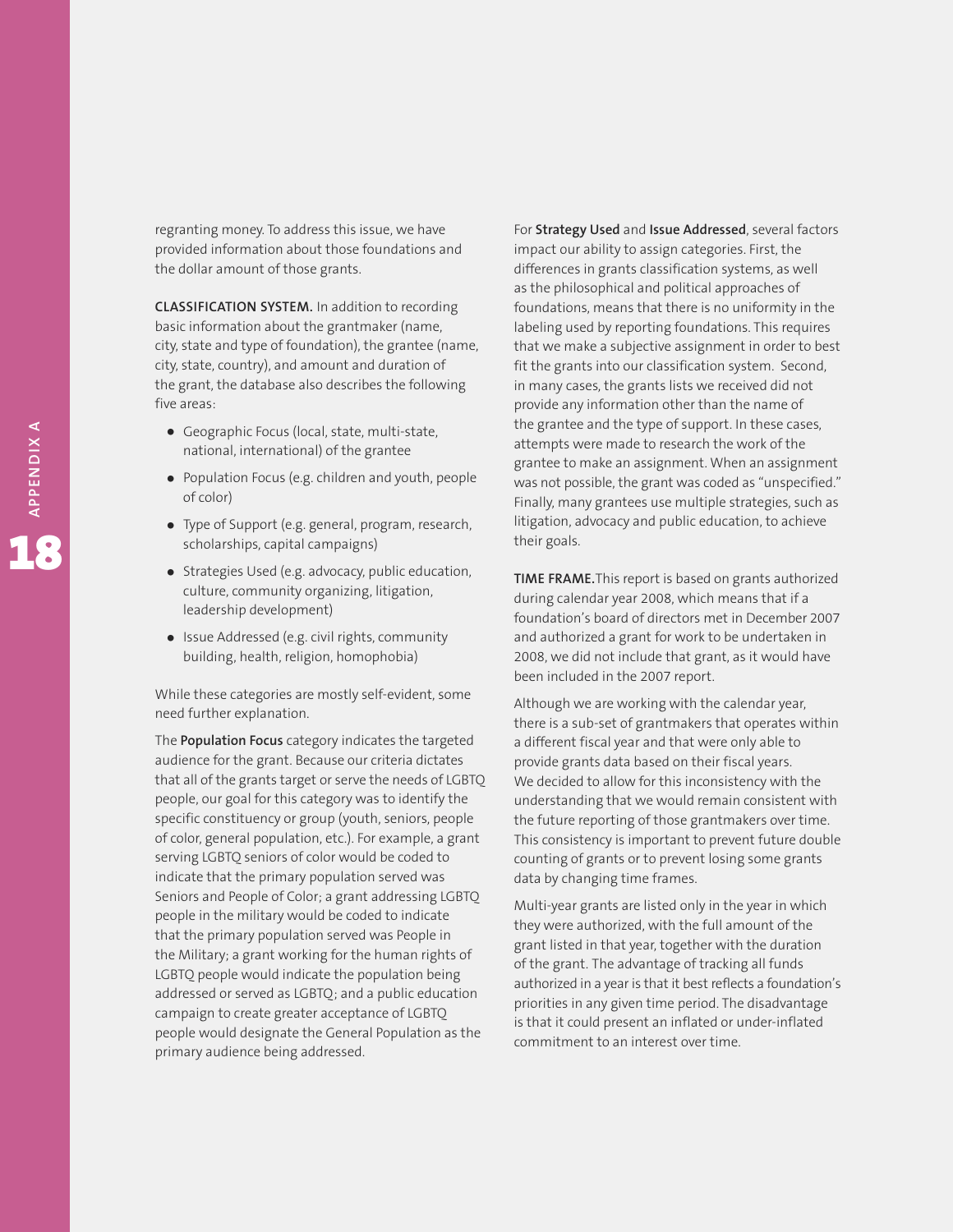regranting money. To address this issue, we have provided information about those foundations and the dollar amount of those grants.

**CLASSIFICATION SYSTEM.** In addition to recording basic information about the grantmaker (name, city, state and type of foundation), the grantee (name, city, state, country), and amount and duration of the grant, the database also describes the following five areas:

- Geographic Focus (local, state, multi-state, national, international) of the grantee
- Population Focus (e.g. children and youth, people of color)
- Type of Support (e.g. general, program, research, scholarships, capital campaigns)
- Strategies Used (e.g. advocacy, public education, culture, community organizing, litigation, leadership development)
- Issue Addressed (e.g. civil rights, community building, health, religion, homophobia)

While these categories are mostly self-evident, some need further explanation.

The **Population Focus** category indicates the targeted audience for the grant. Because our criteria dictates that all of the grants target or serve the needs of LGBTQ people, our goal for this category was to identify the specific constituency or group (youth, seniors, people of color, general population, etc.). For example, a grant serving LGBTQ seniors of color would be coded to indicate that the primary population served was Seniors and People of Color; a grant addressing LGBTQ people in the military would be coded to indicate that the primary population served was People in the Military; a grant working for the human rights of LGBTQ people would indicate the population being addressed or served as LGBTQ; and a public education campaign to create greater acceptance of LGBTQ people would designate the General Population as the primary audience being addressed.

For **Strategy Used** and **Issue Addressed**, several factors impact our ability to assign categories. First, the differences in grants classification systems, as well as the philosophical and political approaches of foundations, means that there is no uniformity in the labeling used by reporting foundations. This requires that we make a subjective assignment in order to best fit the grants into our classification system. Second, in many cases, the grants lists we received did not provide any information other than the name of the grantee and the type of support. In these cases, attempts were made to research the work of the grantee to make an assignment. When an assignment was not possible, the grant was coded as "unspecified." Finally, many grantees use multiple strategies, such as litigation, advocacy and public education, to achieve their goals.

**TIME FRAME.** This report is based on grants authorized during calendar year 2008, which means that if a foundation's board of directors met in December 2007 and authorized a grant for work to be undertaken in 2008, we did not include that grant, as it would have been included in the 2007 report.

Although we are working with the calendar year, there is a sub-set of grantmakers that operates within a different fiscal year and that were only able to provide grants data based on their fiscal years. We decided to allow for this inconsistency with the understanding that we would remain consistent with the future reporting of those grantmakers over time. This consistency is important to prevent future double counting of grants or to prevent losing some grants data by changing time frames.

Multi-year grants are listed only in the year in which they were authorized, with the full amount of the grant listed in that year, together with the duration of the grant. The advantage of tracking all funds authorized in a year is that it best reflects a foundation's priorities in any given time period. The disadvantage is that it could present an inflated or under-inflated commitment to an interest over time.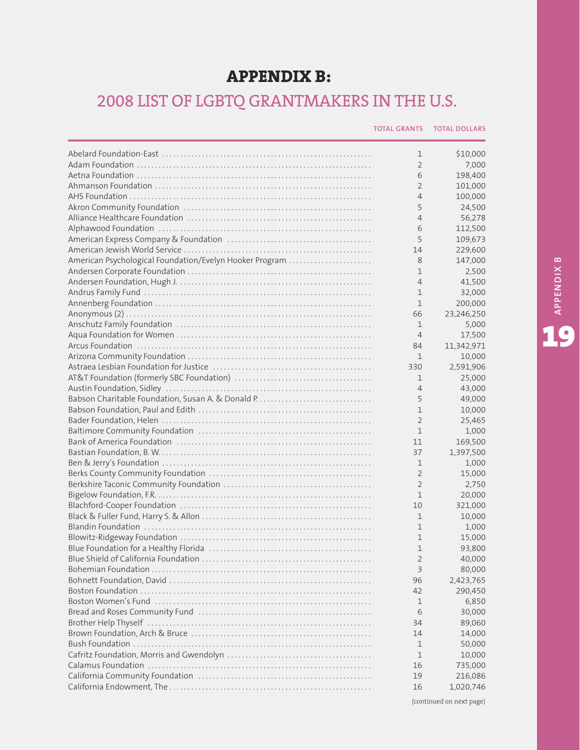# APPENDIX B:

## 2008 LIST OF LGBTQ GRANTMAKERS IN THE U.S.

| | TOTAL GRANTS | TOTAL DOLLARS |
|---|---|---|
| Abelard Foundation-East | 1 | $10,000 |
| Adam Foundation | 2 | 7,000 |
| Aetna Foundation | 6 | 198,400 |
| Ahmanson Foundation | 2 | 101,000 |
| AHS Foundation | 4 | 100,000 |
| Akron Community Foundation | 5 | 24,500 |
| Alliance Healthcare Foundation | 4 | 56,278 |
| Alphawood Foundation | 6 | 112,500 |
| American Express Company & Foundation | 5 | 109,673 |
| American Jewish World Service | 14 | 229,600 |
| American Psychological Foundation/Evelyn Hooker Program | 8 | 147,000 |
| Andersen Corporate Foundation | 1 | 2,500 |
| Andersen Foundation, Hugh J. | 4 | 41,500 |
| Andrus Family Fund | 1 | 32,000 |
| Annenberg Foundation | 1 | 200,000 |
| Anonymous (2) | 66 | 23,246,250 |
| Anschutz Family Foundation | 1 | 5,000 |
| Aqua Foundation for Women | 4 | 17,500 |
| Arcus Foundation | 84 | 11,342,971 |
| Arizona Community Foundation | 1 | 10,000 |
| Astraea Lesbian Foundation for Justice | 330 | 2,591,906 |
| AT&T Foundation (formerly SBC Foundation) | 1 | 25,000 |
| Austin Foundation, Sidley | 4 | 43,000 |
| Babson Charitable Foundation, Susan A. & Donald P. | 5 | 49,000 |
| Babson Foundation, Paul and Edith | 1 | 10,000 |
| Bader Foundation, Helen | 2 | 25,465 |
| Baltimore Community Foundation | 1 | 1,000 |
| Bank of America Foundation | 11 | 169,500 |
| Bastian Foundation, B. W. | 37 | 1,397,500 |
| Ben & Jerry's Foundation | 1 | 1,000 |
| Berks County Community Foundation | 2 | 15,000 |
| Berkshire Taconic Community Foundation | 2 | 2,750 |
| Bigelow Foundation, F.R. | 1 | 20,000 |
| Blachford-Cooper Foundation | 10 | 321,000 |
| Black & Fuller Fund, Harry S. & Allon | 1 | 10,000 |
| Blandin Foundation | 1 | 1,000 |
| Blowitz-Ridgeway Foundation | 1 | 15,000 |
| Blue Foundation for a Healthy Florida | 1 | 93,800 |
| Blue Shield of California Foundation | 2 | 40,000 |
| Bohemian Foundation | 3 | 80,000 |
| Bohnett Foundation, David | 96 | 2,423,765 |
| Boston Foundation | 42 | 290,450 |
| Boston Women's Fund | 1 | 6,850 |
| Bread and Roses Community Fund | 6 | 30,000 |
| Brother Help Thyself | 34 | 89,060 |
| Brown Foundation, Arch & Bruce | 14 | 14,000 |
| Bush Foundation | 1 | 50,000 |
| Cafritz Foundation, Morris and Gwendolyn | 1 | 10,000 |
| Calamus Foundation | 16 | 735,000 |
| California Community Foundation | 19 | 216,086 |
| California Endowment, The | 16 | 1,020,746 |

(continued on next page)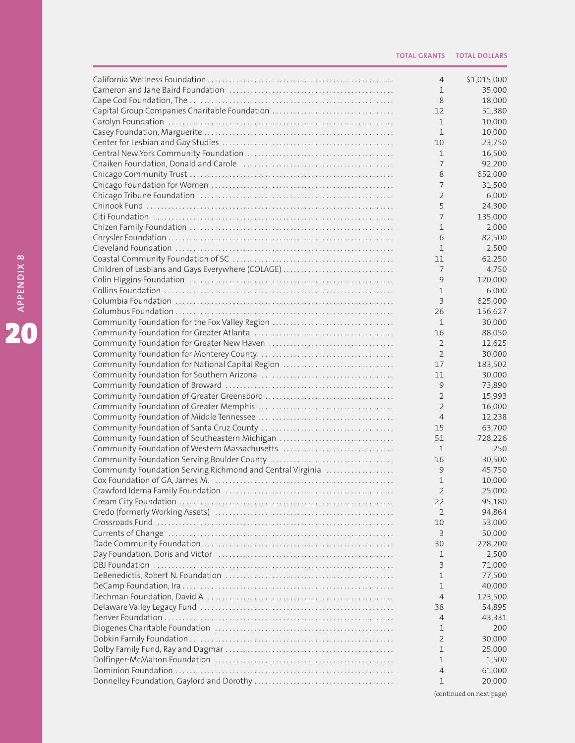| | TOTAL GRANTS | TOTAL DOLLARS |
|---|---|---|
| California Wellness Foundation | 4 | $1,015,000 |
| Cameron and Jane Baird Foundation | 1 | 35,000 |
| Cape Cod Foundation, The | 8 | 18,000 |
| Capital Group Companies Charitable Foundation | 12 | 51,380 |
| Carolyn Foundation | 1 | 10,000 |
| Casey Foundation, Marguerite | 1 | 10,000 |
| Center for Lesbian and Gay Studies | 10 | 23,750 |
| Central New York Community Foundation | 1 | 16,500 |
| Chaiken Foundation, Donald and Carole | 7 | 92,200 |
| Chicago Community Trust | 8 | 652,000 |
| Chicago Foundation for Women | 7 | 31,500 |
| Chicago Tribune Foundation | 2 | 6,000 |
| Chinook Fund | 5 | 24,300 |
| Citi Foundation | 7 | 135,000 |
| Chizen Family Foundation | 1 | 2,000 |
| Chrysler Foundation | 6 | 82,500 |
| Cleveland Foundation | 1 | 2,500 |
| Coastal Community Foundation of SC | 11 | 62,250 |
| Children of Lesbians and Gays Everywhere (COLAGE) | 7 | 4,750 |
| Colin Higgins Foundation | 9 | 120,000 |
| Collins Foundation | 1 | 6,000 |
| Columbia Foundation | 3 | 625,000 |
| Columbus Foundation | 26 | 156,627 |
| Community Foundation for the Fox Valley Region | 1 | 30,000 |
| Community Foundation for Greater Atlanta | 16 | 88,050 |
| Community Foundation for Greater New Haven | 2 | 12,625 |
| Community Foundation for Monterey County | 2 | 30,000 |
| Community Foundation for National Capital Region | 17 | 183,502 |
| Community Foundation for Southern Arizona | 11 | 30,000 |
| Community Foundation of Broward | 9 | 73,890 |
| Community Foundation of Greater Greensboro | 2 | 15,993 |
| Community Foundation of Greater Memphis | 2 | 16,000 |
| Community Foundation of Middle Tennessee | 4 | 12,238 |
| Community Foundation of Santa Cruz County | 15 | 63,700 |
| Community Foundation of Southeastern Michigan | 51 | 728,226 |
| Community Foundation of Western Massachusetts | 1 | 250 |
| Community Foundation Serving Boulder County | 16 | 30,500 |
| Community Foundation Serving Richmond and Central Virginia | 9 | 45,750 |
| Cox Foundation of GA, James M. | 1 | 10,000 |
| Crawford Idema Family Foundation | 2 | 25,000 |
| Cream City Foundation | 22 | 95,180 |
| Credo (formerly Working Assets) | 2 | 94,864 |
| Crossroads Fund | 10 | 53,000 |
| Currents of Change | 3 | 50,000 |
| Dade Community Foundation | 30 | 228,200 |
| Day Foundation, Doris and Victor | 1 | 2,500 |
| DBJ Foundation | 3 | 71,000 |
| DeBenedictis, Robert N. Foundation | 1 | 77,500 |
| DeCamp Foundation, Ira | 1 | 40,000 |
| Dechman Foundation, David A. | 4 | 123,500 |
| Delaware Valley Legacy Fund | 38 | 54,895 |
| Denver Foundation | 4 | 43,331 |
| Diogenes Charitable Foundation | 1 | 200 |
| Dobkin Family Foundation | 2 | 30,000 |
| Dolby Family Fund, Ray and Dagmar | 1 | 25,000 |
| Dolfinger-McMahon Foundation | 1 | 1,500 |
| Dominion Foundation | 4 | 61,000 |
| Donnelley Foundation, Gaylord and Dorothy | 1 | 20,000 |

(continued on next page)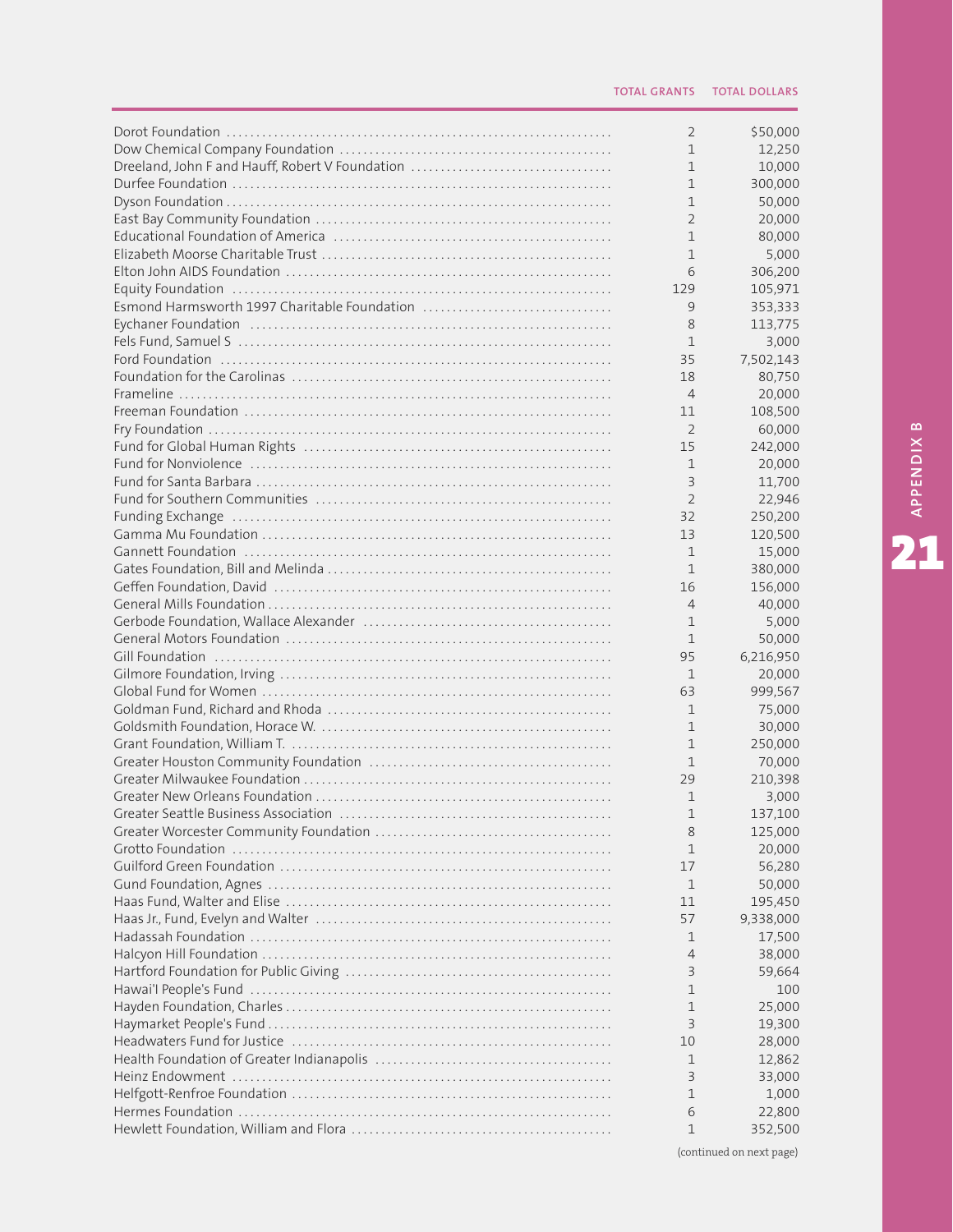| | TOTAL GRANTS | TOTAL DOLLARS |
|---|---|---|
| Dorot Foundation | 2 | $50,000 |
| Dow Chemical Company Foundation | 1 | 12,250 |
| Dreeland, John F and Hauff, Robert V Foundation | 1 | 10,000 |
| Durfee Foundation | 1 | 300,000 |
| Dyson Foundation | 1 | 50,000 |
| East Bay Community Foundation | 2 | 20,000 |
| Educational Foundation of America | 1 | 80,000 |
| Elizabeth Moorse Charitable Trust | 1 | 5,000 |
| Elton John AIDS Foundation | 6 | 306,200 |
| Equity Foundation | 129 | 105,971 |
| Esmond Harmsworth 1997 Charitable Foundation | 9 | 353,333 |
| Eychaner Foundation | 8 | 113,775 |
| Fels Fund, Samuel S | 1 | 3,000 |
| Ford Foundation | 35 | 7,502,143 |
| Foundation for the Carolinas | 18 | 80,750 |
| Frameline | 4 | 20,000 |
| Freeman Foundation | 11 | 108,500 |
| Fry Foundation | 2 | 60,000 |
| Fund for Global Human Rights | 15 | 242,000 |
| Fund for Nonviolence | 1 | 20,000 |
| Fund for Santa Barbara | 3 | 11,700 |
| Fund for Southern Communities | 2 | 22,946 |
| Funding Exchange | 32 | 250,200 |
| Gamma Mu Foundation | 13 | 120,500 |
| Gannett Foundation | 1 | 15,000 |
| Gates Foundation, Bill and Melinda | 1 | 380,000 |
| Geffen Foundation, David | 16 | 156,000 |
| General Mills Foundation | 4 | 40,000 |
| Gerbode Foundation, Wallace Alexander | 1 | 5,000 |
| General Motors Foundation | 1 | 50,000 |
| Gill Foundation | 95 | 6,216,950 |
| Gilmore Foundation, Irving | 1 | 20,000 |
| Global Fund for Women | 63 | 999,567 |
| Goldman Fund, Richard and Rhoda | 1 | 75,000 |
| Goldsmith Foundation, Horace W. | 1 | 30,000 |
| Grant Foundation, William T. | 1 | 250,000 |
| Greater Houston Community Foundation | 1 | 70,000 |
| Greater Milwaukee Foundation | 29 | 210,398 |
| Greater New Orleans Foundation | 1 | 3,000 |
| Greater Seattle Business Association | 1 | 137,100 |
| Greater Worcester Community Foundation | 8 | 125,000 |
| Grotto Foundation | 1 | 20,000 |
| Guilford Green Foundation | 17 | 56,280 |
| Gund Foundation, Agnes | 1 | 50,000 |
| Haas Fund, Walter and Elise | 11 | 195,450 |
| Haas Jr., Fund, Evelyn and Walter | 57 | 9,338,000 |
| Hadassah Foundation | 1 | 17,500 |
| Halcyon Hill Foundation | 4 | 38,000 |
| Hartford Foundation for Public Giving | 3 | 59,664 |
| Hawai'I People's Fund | 1 | 100 |
| Hayden Foundation, Charles | 1 | 25,000 |
| Haymarket People's Fund | 3 | 19,300 |
| Headwaters Fund for Justice | 10 | 28,000 |
| Health Foundation of Greater Indianapolis | 1 | 12,862 |
| Heinz Endowment | 3 | 33,000 |
| Helfgott-Renfroe Foundation | 1 | 1,000 |
| Hermes Foundation | 6 | 22,800 |
| Hewlett Foundation, William and Flora | 1 | 352,500 |

(continued on next page)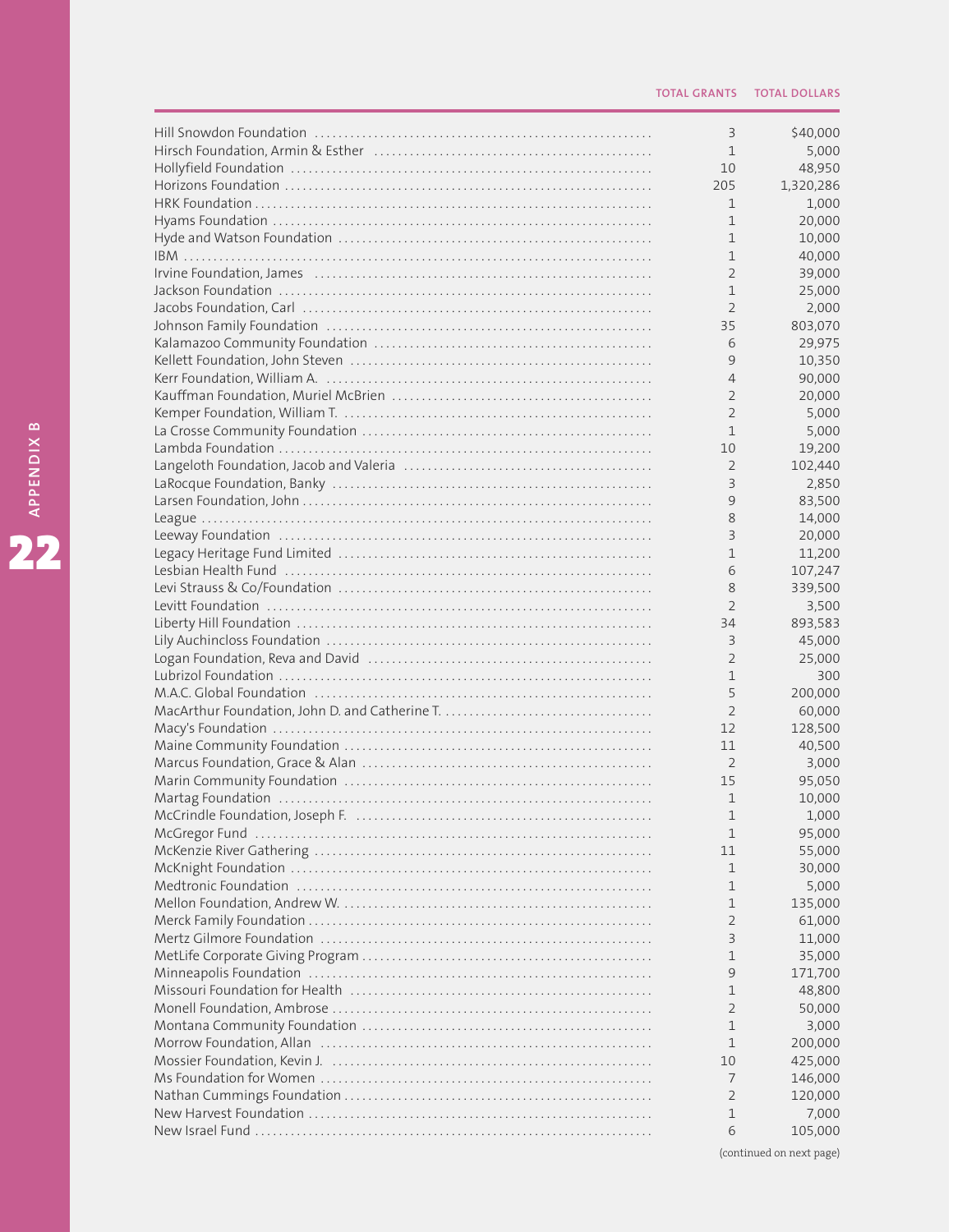| | TOTAL GRANTS | TOTAL DOLLARS |
|---|---|---|
| Hill Snowdon Foundation | 3 | $40,000 |
| Hirsch Foundation, Armin & Esther | 1 | 5,000 |
| Hollyfield Foundation | 10 | 48,950 |
| Horizons Foundation | 205 | 1,320,286 |
| HRK Foundation | 1 | 1,000 |
| Hyams Foundation | 1 | 20,000 |
| Hyde and Watson Foundation | 1 | 10,000 |
| IBM | 1 | 40,000 |
| Irvine Foundation, James | 2 | 39,000 |
| Jackson Foundation | 1 | 25,000 |
| Jacobs Foundation, Carl | 2 | 2,000 |
| Johnson Family Foundation | 35 | 803,070 |
| Kalamazoo Community Foundation | 6 | 29,975 |
| Kellett Foundation, John Steven | 9 | 10,350 |
| Kerr Foundation, William A. | 4 | 90,000 |
| Kauffman Foundation, Muriel McBrien | 2 | 20,000 |
| Kemper Foundation, William T. | 2 | 5,000 |
| La Crosse Community Foundation | 1 | 5,000 |
| Lambda Foundation | 10 | 19,200 |
| Langeloth Foundation, Jacob and Valeria | 2 | 102,440 |
| LaRocque Foundation, Banky | 3 | 2,850 |
| Larsen Foundation, John | 9 | 83,500 |
| League | 8 | 14,000 |
| Leeway Foundation | 3 | 20,000 |
| Legacy Heritage Fund Limited | 1 | 11,200 |
| Lesbian Health Fund | 6 | 107,247 |
| Levi Strauss & Co/Foundation | 8 | 339,500 |
| Levitt Foundation | 2 | 3,500 |
| Liberty Hill Foundation | 34 | 893,583 |
| Lily Auchincloss Foundation | 3 | 45,000 |
| Logan Foundation, Reva and David | 2 | 25,000 |
| Lubrizol Foundation | 1 | 300 |
| M.A.C. Global Foundation | 5 | 200,000 |
| MacArthur Foundation, John D. and Catherine T. | 2 | 60,000 |
| Macy's Foundation | 12 | 128,500 |
| Maine Community Foundation | 11 | 40,500 |
| Marcus Foundation, Grace & Alan | 2 | 3,000 |
| Marin Community Foundation | 15 | 95,050 |
| Martag Foundation | 1 | 10,000 |
| McCrindle Foundation, Joseph F. | 1 | 1,000 |
| McGregor Fund | 1 | 95,000 |
| McKenzie River Gathering | 11 | 55,000 |
| McKnight Foundation | 1 | 30,000 |
| Medtronic Foundation | 1 | 5,000 |
| Mellon Foundation, Andrew W. | 1 | 135,000 |
| Merck Family Foundation | 2 | 61,000 |
| Mertz Gilmore Foundation | 3 | 11,000 |
| MetLife Corporate Giving Program | 1 | 35,000 |
| Minneapolis Foundation | 9 | 171,700 |
| Missouri Foundation for Health | 1 | 48,800 |
| Monell Foundation, Ambrose | 2 | 50,000 |
| Montana Community Foundation | 1 | 3,000 |
| Morrow Foundation, Allan | 1 | 200,000 |
| Mossier Foundation, Kevin J. | 10 | 425,000 |
| Ms Foundation for Women | 7 | 146,000 |
| Nathan Cummings Foundation | 2 | 120,000 |
| New Harvest Foundation | 1 | 7,000 |
| New Israel Fund | 6 | 105,000 |

(continued on next page)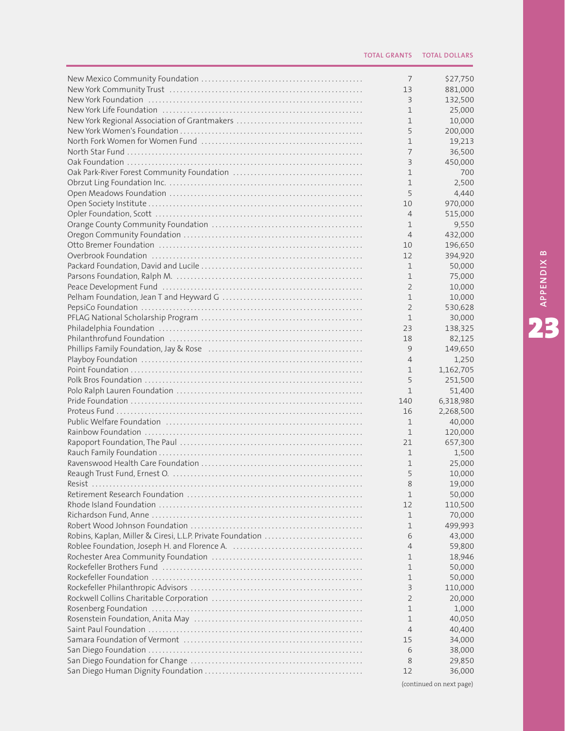| | TOTAL GRANTS | TOTAL DOLLARS |
|---|---|---|
| New Mexico Community Foundation | 7 | $27,750 |
| New York Community Trust | 13 | 881,000 |
| New York Foundation | 3 | 132,500 |
| New York Life Foundation | 1 | 25,000 |
| New York Regional Association of Grantmakers | 1 | 10,000 |
| New York Women's Foundation | 5 | 200,000 |
| North Fork Women for Women Fund | 1 | 19,213 |
| North Star Fund | 7 | 36,500 |
| Oak Foundation | 3 | 450,000 |
| Oak Park-River Forest Community Foundation | 1 | 700 |
| Obrzut Ling Foundation Inc. | 1 | 2,500 |
| Open Meadows Foundation | 5 | 4,440 |
| Open Society Institute | 10 | 970,000 |
| Opler Foundation, Scott | 4 | 515,000 |
| Orange County Community Foundation | 1 | 9,550 |
| Oregon Community Foundation | 4 | 432,000 |
| Otto Bremer Foundation | 10 | 196,650 |
| Overbrook Foundation | 12 | 394,920 |
| Packard Foundation, David and Lucile | 1 | 50,000 |
| Parsons Foundation, Ralph M. | 1 | 75,000 |
| Peace Development Fund | 2 | 10,000 |
| Pelham Foundation, Jean T and Heyward G | 1 | 10,000 |
| PepsiCo Foundation | 2 | 530,628 |
| PFLAG National Scholarship Program | 1 | 30,000 |
| Philadelphia Foundation | 23 | 138,325 |
| Philanthrofund Foundation | 18 | 82,125 |
| Phillips Family Foundation, Jay & Rose | 9 | 149,650 |
| Playboy Foundation | 4 | 1,250 |
| Point Foundation | 1 | 1,162,705 |
| Polk Bros Foundation | 5 | 251,500 |
| Polo Ralph Lauren Foundation | 1 | 51,400 |
| Pride Foundation | 140 | 6,318,980 |
| Proteus Fund | 16 | 2,268,500 |
| Public Welfare Foundation | 1 | 40,000 |
| Rainbow Foundation | 1 | 120,000 |
| Rapoport Foundation, The Paul | 21 | 657,300 |
| Rauch Family Foundation | 1 | 1,500 |
| Ravenswood Health Care Foundation | 1 | 25,000 |
| Reaugh Trust Fund, Ernest O. | 5 | 10,000 |
| Resist | 8 | 19,000 |
| Retirement Research Foundation | 1 | 50,000 |
| Rhode Island Foundation | 12 | 110,500 |
| Richardson Fund, Anne | 1 | 70,000 |
| Robert Wood Johnson Foundation | 1 | 499,993 |
| Robins, Kaplan, Miller & Ciresi, L.L.P. Private Foundation | 6 | 43,000 |
| Roblee Foundation, Joseph H. and Florence A. | 4 | 59,800 |
| Rochester Area Community Foundation | 1 | 18,946 |
| Rockefeller Brothers Fund | 1 | 50,000 |
| Rockefeller Foundation | 1 | 50,000 |
| Rockefeller Philanthropic Advisors | 3 | 110,000 |
| Rockwell Collins Charitable Corporation | 2 | 20,000 |
| Rosenberg Foundation | 1 | 1,000 |
| Rosenstein Foundation, Anita May | 1 | 40,050 |
| Saint Paul Foundation | 4 | 40,400 |
| Samara Foundation of Vermont | 15 | 34,000 |
| San Diego Foundation | 6 | 38,000 |
| San Diego Foundation for Change | 8 | 29,850 |
| San Diego Human Dignity Foundation | 12 | 36,000 |

(continued on next page)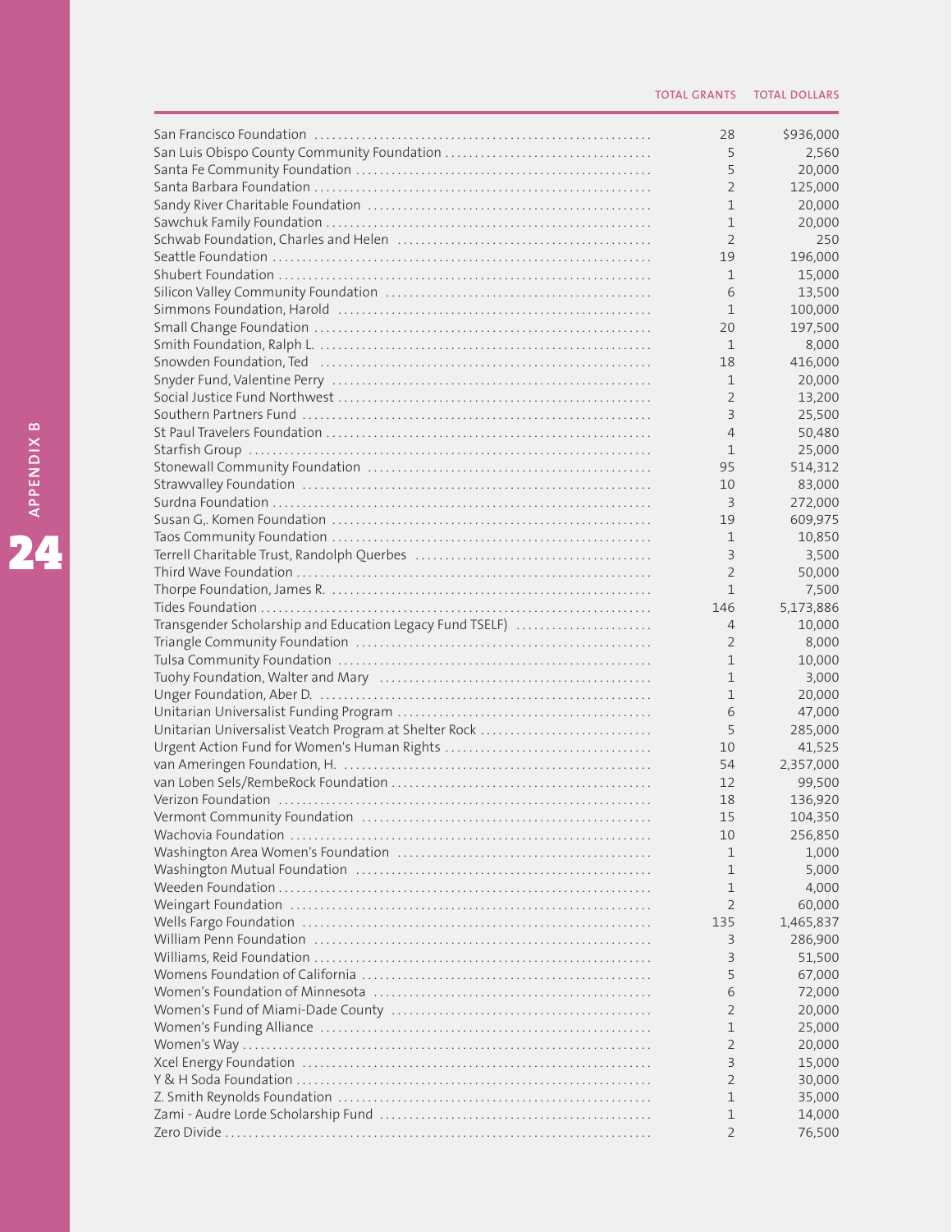| | TOTAL GRANTS | TOTAL DOLLARS |
|---|---|---|
| San Francisco Foundation | 28 | $936,000 |
| San Luis Obispo County Community Foundation | 5 | 2,560 |
| Santa Fe Community Foundation | 5 | 20,000 |
| Santa Barbara Foundation | 2 | 125,000 |
| Sandy River Charitable Foundation | 1 | 20,000 |
| Sawchuk Family Foundation | 1 | 20,000 |
| Schwab Foundation, Charles and Helen | 2 | 250 |
| Seattle Foundation | 19 | 196,000 |
| Shubert Foundation | 1 | 15,000 |
| Silicon Valley Community Foundation | 6 | 13,500 |
| Simmons Foundation, Harold | 1 | 100,000 |
| Small Change Foundation | 20 | 197,500 |
| Smith Foundation, Ralph L. | 1 | 8,000 |
| Snowden Foundation, Ted | 18 | 416,000 |
| Snyder Fund, Valentine Perry | 1 | 20,000 |
| Social Justice Fund Northwest | 2 | 13,200 |
| Southern Partners Fund | 3 | 25,500 |
| St Paul Travelers Foundation | 4 | 50,480 |
| Starfish Group | 1 | 25,000 |
| Stonewall Community Foundation | 95 | 514,312 |
| Strawvalley Foundation | 10 | 83,000 |
| Surdna Foundation | 3 | 272,000 |
| Susan G,. Komen Foundation | 19 | 609,975 |
| Taos Community Foundation | 1 | 10,850 |
| Terrell Charitable Trust, Randolph Querbes | 3 | 3,500 |
| Third Wave Foundation | 2 | 50,000 |
| Thorpe Foundation, James R. | 1 | 7,500 |
| Tides Foundation | 146 | 5,173,886 |
| Transgender Scholarship and Education Legacy Fund TSELF) | 4 | 10,000 |
| Triangle Community Foundation | 2 | 8,000 |
| Tulsa Community Foundation | 1 | 10,000 |
| Tuohy Foundation, Walter and Mary | 1 | 3,000 |
| Unger Foundation, Aber D. | 1 | 20,000 |
| Unitarian Universalist Funding Program | 6 | 47,000 |
| Unitarian Universalist Veatch Program at Shelter Rock | 5 | 285,000 |
| Urgent Action Fund for Women's Human Rights | 10 | 41,525 |
| van Ameringen Foundation, H. | 54 | 2,357,000 |
| van Loben Sels/RembeRock Foundation | 12 | 99,500 |
| Verizon Foundation | 18 | 136,920 |
| Vermont Community Foundation | 15 | 104,350 |
| Wachovia Foundation | 10 | 256,850 |
| Washington Area Women's Foundation | 1 | 1,000 |
| Washington Mutual Foundation | 1 | 5,000 |
| Weeden Foundation | 1 | 4,000 |
| Weingart Foundation | 2 | 60,000 |
| Wells Fargo Foundation | 135 | 1,465,837 |
| William Penn Foundation | 3 | 286,900 |
| Williams, Reid Foundation | 3 | 51,500 |
| Womens Foundation of California | 5 | 67,000 |
| Women's Foundation of Minnesota | 6 | 72,000 |
| Women's Fund of Miami-Dade County | 2 | 20,000 |
| Women's Funding Alliance | 1 | 25,000 |
| Women's Way | 2 | 20,000 |
| Xcel Energy Foundation | 3 | 15,000 |
| Y & H Soda Foundation | 2 | 30,000 |
| Z. Smith Reynolds Foundation | 1 | 35,000 |
| Zami - Audre Lorde Scholarship Fund | 1 | 14,000 |
| Zero Divide | 2 | 76,500 |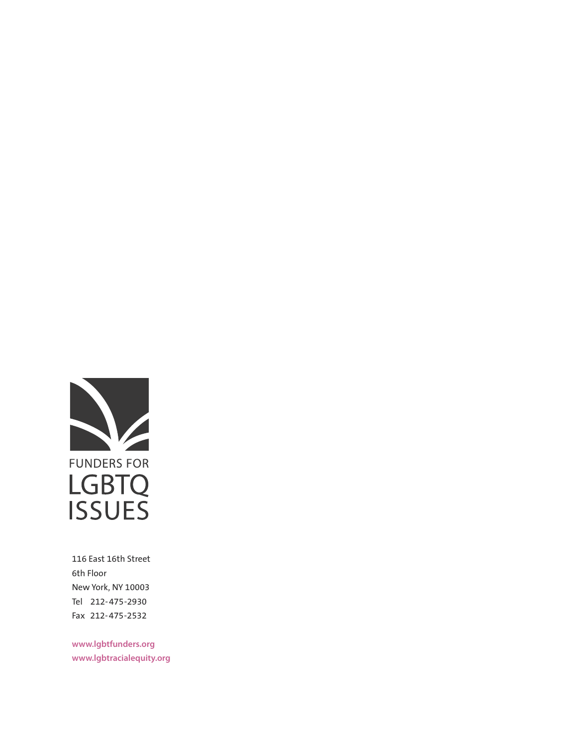FUNDERS FOR
LGBTQ
ISSUES

116 East 16th Street
6th Floor
New York, NY 10003
Tel 212-475-2930
Fax 212-475-2532

**www.lgbtfunders.org**
**www.lgbtracialequity.org**